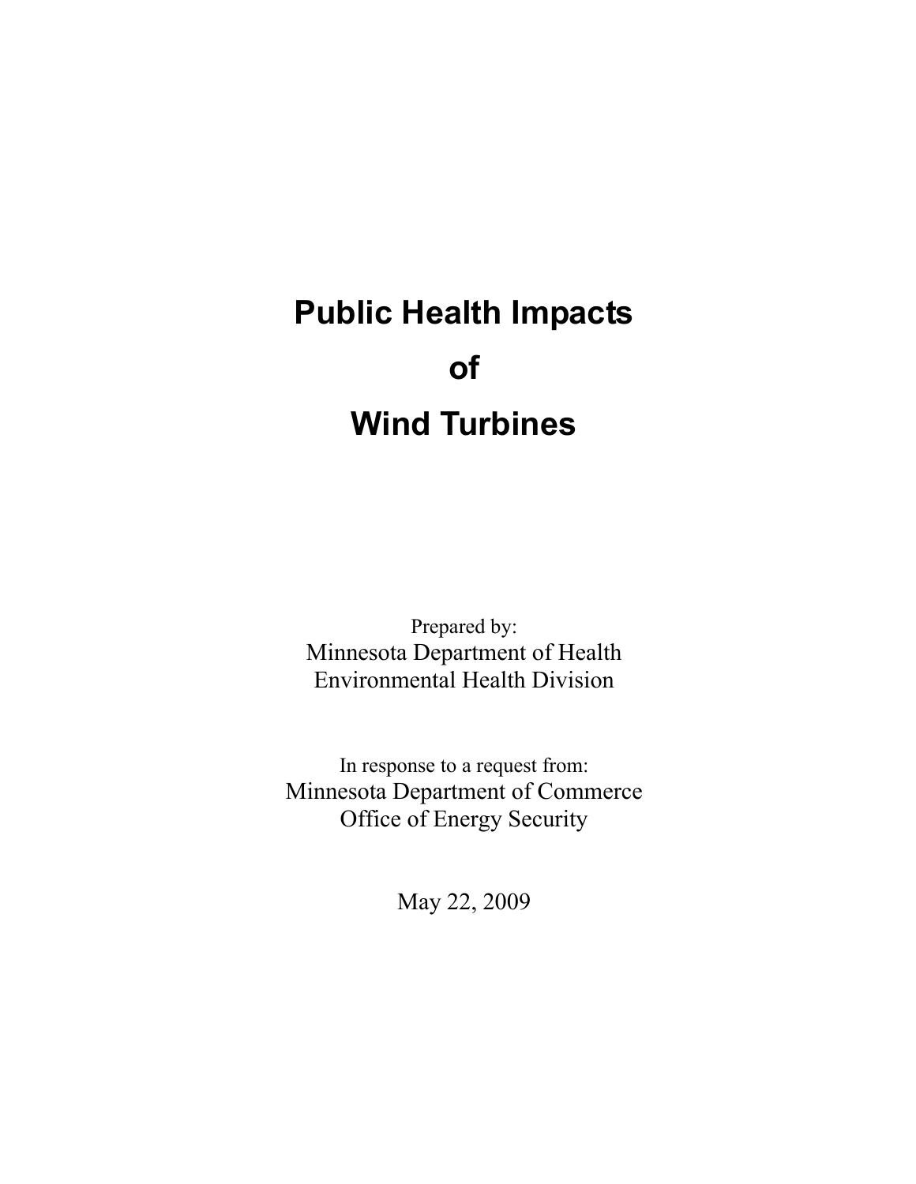# Public Health Impacts of Wind Turbines

Prepared by:
Minnesota Department of Health
Environmental Health Division

In response to a request from:
Minnesota Department of Commerce
Office of Energy Security

May 22, 2009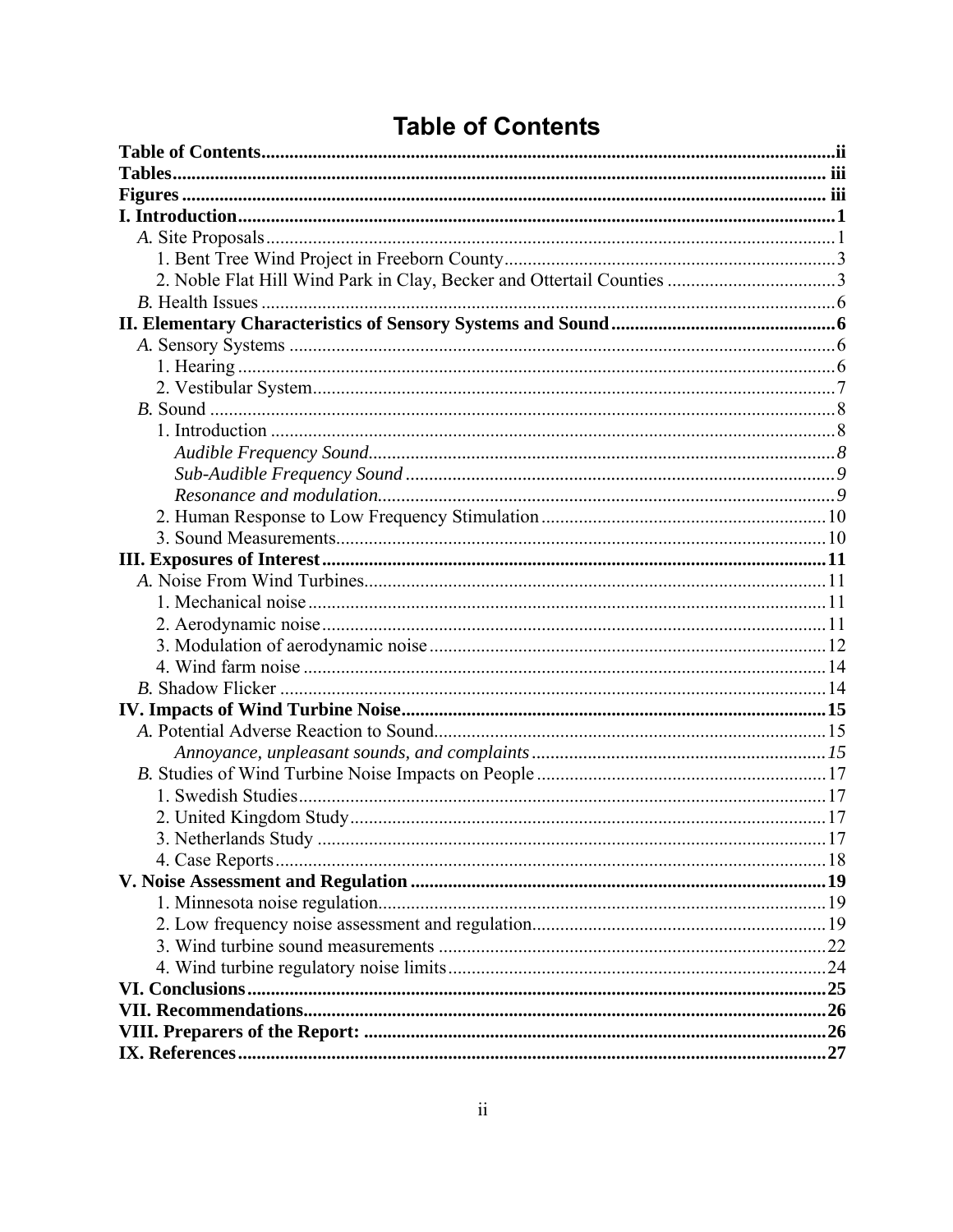# Table of Contents

**Table of Contents** ii
**Tables** iii
**Figures** iii
**I. Introduction** 1
  *A.* Site Proposals 1
    1. Bent Tree Wind Project in Freeborn County 3
    2. Noble Flat Hill Wind Park in Clay, Becker and Ottertail Counties 3
  *B.* Health Issues 6
**II. Elementary Characteristics of Sensory Systems and Sound** 6
  *A.* Sensory Systems 6
    1. Hearing 6
    2. Vestibular System 7
  *B.* Sound 8
    1. Introduction 8
      *Audible Frequency Sound* 8
      *Sub-Audible Frequency Sound* 9
      *Resonance and modulation* 9
    2. Human Response to Low Frequency Stimulation 10
    3. Sound Measurements 10
**III. Exposures of Interest** 11
  *A.* Noise From Wind Turbines 11
    1. Mechanical noise 11
    2. Aerodynamic noise 11
    3. Modulation of aerodynamic noise 12
    4. Wind farm noise 14
  *B.* Shadow Flicker 14
**IV. Impacts of Wind Turbine Noise** 15
  *A.* Potential Adverse Reaction to Sound 15
      *Annoyance, unpleasant sounds, and complaints* 15
  *B.* Studies of Wind Turbine Noise Impacts on People 17
    1. Swedish Studies 17
    2. United Kingdom Study 17
    3. Netherlands Study 17
    4. Case Reports 18
**V. Noise Assessment and Regulation** 19
    1. Minnesota noise regulation 19
    2. Low frequency noise assessment and regulation 19
    3. Wind turbine sound measurements 22
    4. Wind turbine regulatory noise limits 24
**VI. Conclusions** 25
**VII. Recommendations** 26
**VIII. Preparers of the Report:** 26
**IX. References** 27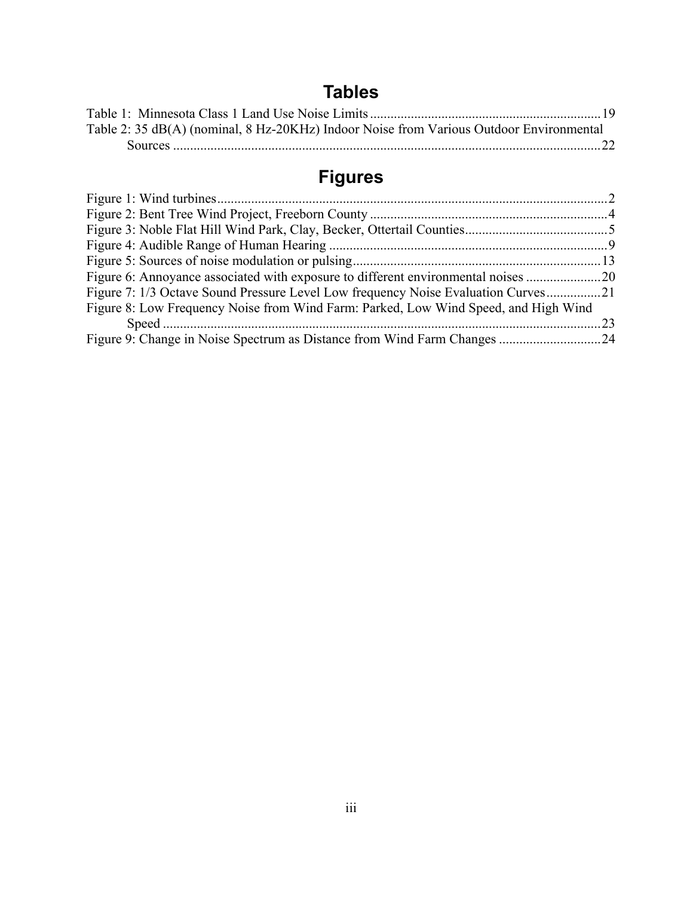# Tables

Table 1: Minnesota Class 1 Land Use Noise Limits ....................................................................19

Table 2: 35 dB(A) (nominal, 8 Hz-20KHz) Indoor Noise from Various Outdoor Environmental Sources ..............................................................................................................................22

# Figures

Figure 1: Wind turbines....................................................................................................................2

Figure 2: Bent Tree Wind Project, Freeborn County ......................................................................4

Figure 3: Noble Flat Hill Wind Park, Clay, Becker, Ottertail Counties..........................................5

Figure 4: Audible Range of Human Hearing ..................................................................................9

Figure 5: Sources of noise modulation or pulsing.........................................................................13

Figure 6: Annoyance associated with exposure to different environmental noises ......................20

Figure 7: 1/3 Octave Sound Pressure Level Low frequency Noise Evaluation Curves................21

Figure 8: Low Frequency Noise from Wind Farm: Parked, Low Wind Speed, and High Wind Speed .................................................................................................................................23

Figure 9: Change in Noise Spectrum as Distance from Wind Farm Changes ..............................24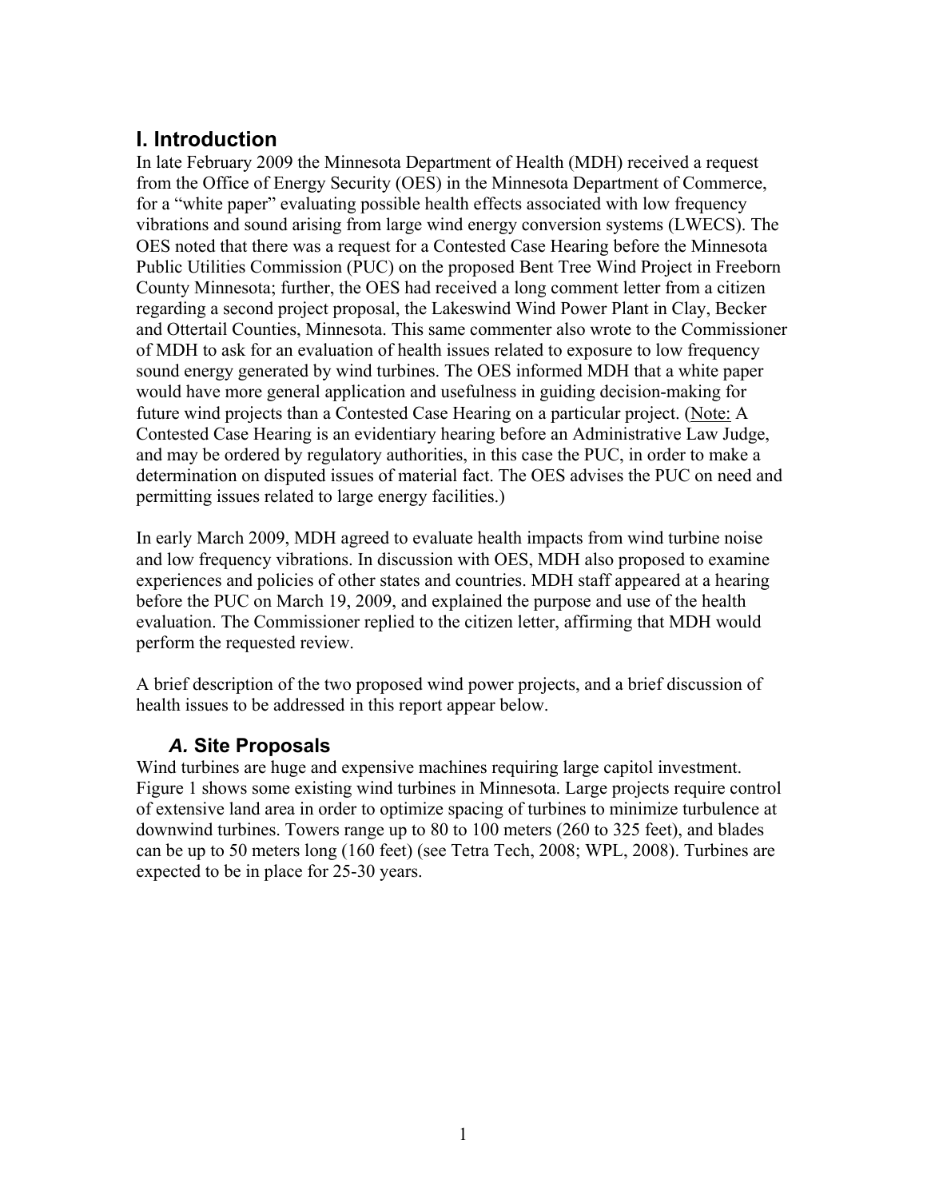# I. Introduction

In late February 2009 the Minnesota Department of Health (MDH) received a request from the Office of Energy Security (OES) in the Minnesota Department of Commerce, for a "white paper" evaluating possible health effects associated with low frequency vibrations and sound arising from large wind energy conversion systems (LWECS). The OES noted that there was a request for a Contested Case Hearing before the Minnesota Public Utilities Commission (PUC) on the proposed Bent Tree Wind Project in Freeborn County Minnesota; further, the OES had received a long comment letter from a citizen regarding a second project proposal, the Lakeswind Wind Power Plant in Clay, Becker and Ottertail Counties, Minnesota. This same commenter also wrote to the Commissioner of MDH to ask for an evaluation of health issues related to exposure to low frequency sound energy generated by wind turbines. The OES informed MDH that a white paper would have more general application and usefulness in guiding decision-making for future wind projects than a Contested Case Hearing on a particular project. (<u>Note:</u> A Contested Case Hearing is an evidentiary hearing before an Administrative Law Judge, and may be ordered by regulatory authorities, in this case the PUC, in order to make a determination on disputed issues of material fact. The OES advises the PUC on need and permitting issues related to large energy facilities.)

In early March 2009, MDH agreed to evaluate health impacts from wind turbine noise and low frequency vibrations. In discussion with OES, MDH also proposed to examine experiences and policies of other states and countries. MDH staff appeared at a hearing before the PUC on March 19, 2009, and explained the purpose and use of the health evaluation. The Commissioner replied to the citizen letter, affirming that MDH would perform the requested review.

A brief description of the two proposed wind power projects, and a brief discussion of health issues to be addressed in this report appear below.

## *A.* Site Proposals

Wind turbines are huge and expensive machines requiring large capitol investment. Figure 1 shows some existing wind turbines in Minnesota. Large projects require control of extensive land area in order to optimize spacing of turbines to minimize turbulence at downwind turbines. Towers range up to 80 to 100 meters (260 to 325 feet), and blades can be up to 50 meters long (160 feet) (see Tetra Tech, 2008; WPL, 2008). Turbines are expected to be in place for 25-30 years.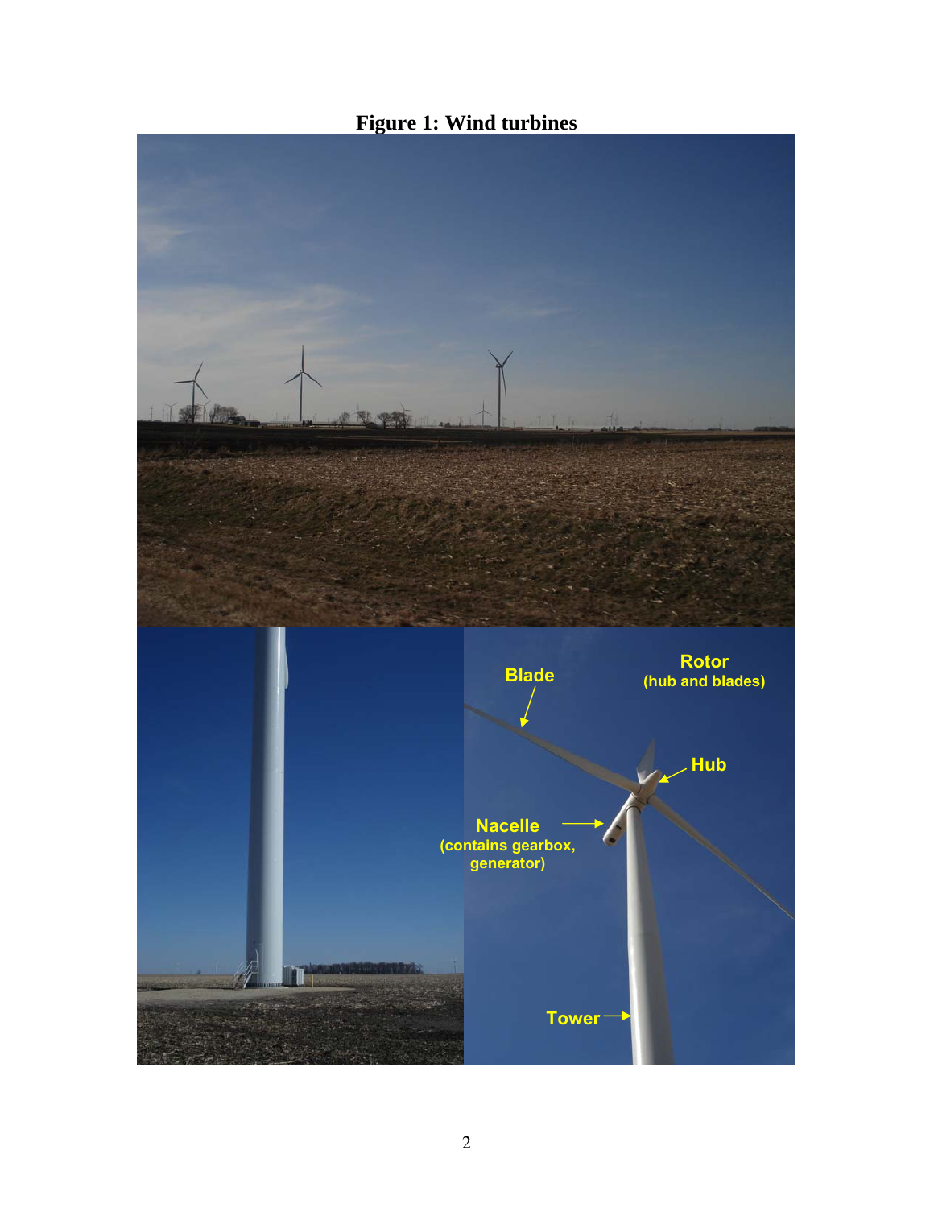**Figure 1: Wind turbines**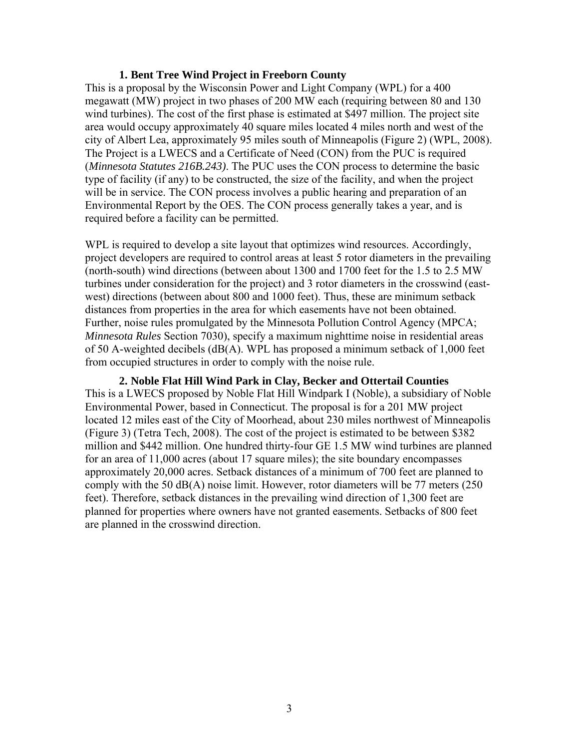### 1. Bent Tree Wind Project in Freeborn County

This is a proposal by the Wisconsin Power and Light Company (WPL) for a 400 megawatt (MW) project in two phases of 200 MW each (requiring between 80 and 130 wind turbines). The cost of the first phase is estimated at $497 million. The project site area would occupy approximately 40 square miles located 4 miles north and west of the city of Albert Lea, approximately 95 miles south of Minneapolis (Figure 2) (WPL, 2008). The Project is a LWECS and a Certificate of Need (CON) from the PUC is required (*Minnesota Statutes 216B.243)*. The PUC uses the CON process to determine the basic type of facility (if any) to be constructed, the size of the facility, and when the project will be in service. The CON process involves a public hearing and preparation of an Environmental Report by the OES. The CON process generally takes a year, and is required before a facility can be permitted.

WPL is required to develop a site layout that optimizes wind resources. Accordingly, project developers are required to control areas at least 5 rotor diameters in the prevailing (north-south) wind directions (between about 1300 and 1700 feet for the 1.5 to 2.5 MW turbines under consideration for the project) and 3 rotor diameters in the crosswind (east-west) directions (between about 800 and 1000 feet). Thus, these are minimum setback distances from properties in the area for which easements have not been obtained. Further, noise rules promulgated by the Minnesota Pollution Control Agency (MPCA; *Minnesota Rules* Section 7030), specify a maximum nighttime noise in residential areas of 50 A-weighted decibels (dB(A). WPL has proposed a minimum setback of 1,000 feet from occupied structures in order to comply with the noise rule.

### 2. Noble Flat Hill Wind Park in Clay, Becker and Ottertail Counties

This is a LWECS proposed by Noble Flat Hill Windpark I (Noble), a subsidiary of Noble Environmental Power, based in Connecticut. The proposal is for a 201 MW project located 12 miles east of the City of Moorhead, about 230 miles northwest of Minneapolis (Figure 3) (Tetra Tech, 2008). The cost of the project is estimated to be between $382 million and $442 million. One hundred thirty-four GE 1.5 MW wind turbines are planned for an area of 11,000 acres (about 17 square miles); the site boundary encompasses approximately 20,000 acres. Setback distances of a minimum of 700 feet are planned to comply with the 50 dB(A) noise limit. However, rotor diameters will be 77 meters (250 feet). Therefore, setback distances in the prevailing wind direction of 1,300 feet are planned for properties where owners have not granted easements. Setbacks of 800 feet are planned in the crosswind direction.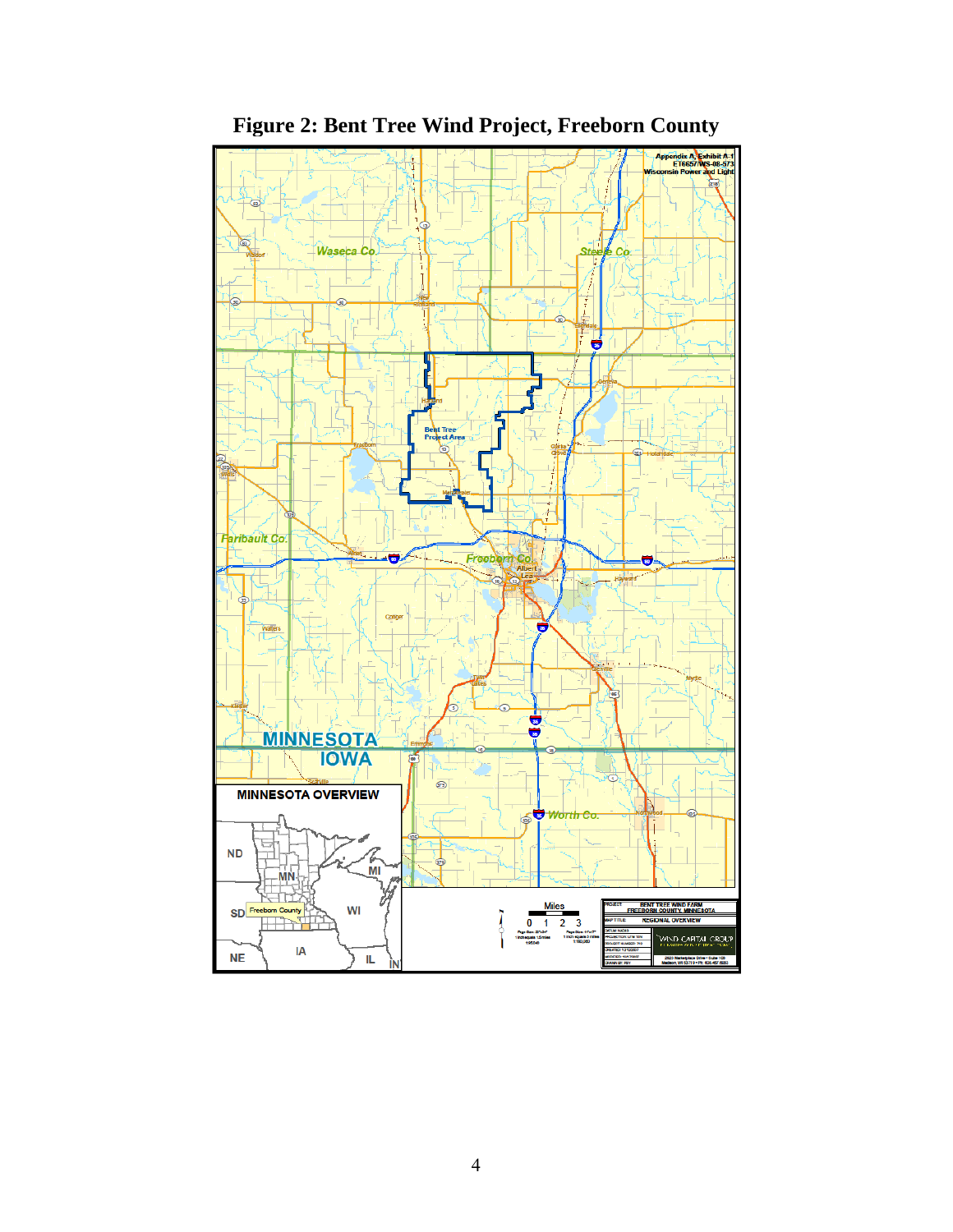# Figure 2: Bent Tree Wind Project, Freeborn County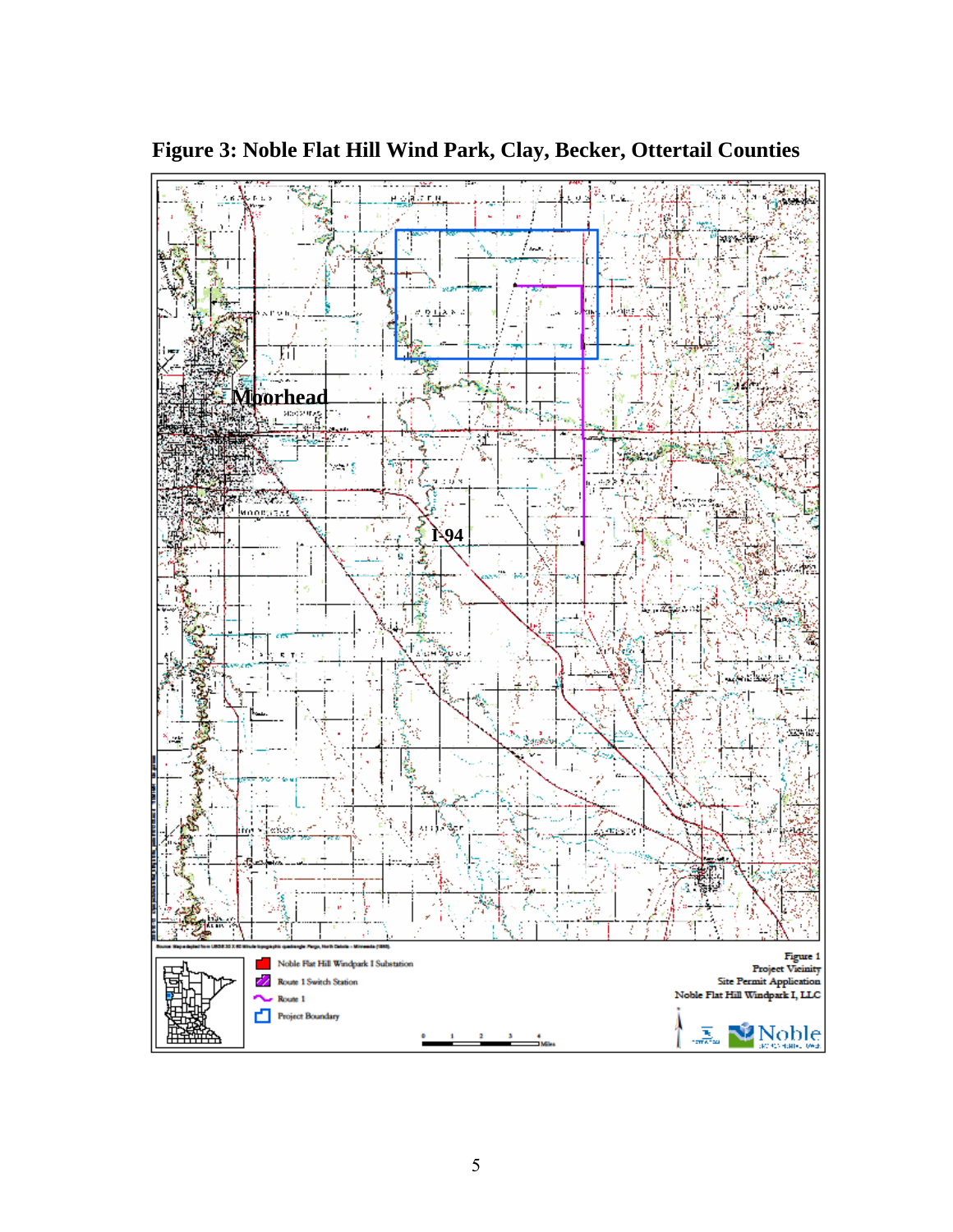# Figure 3: Noble Flat Hill Wind Park, Clay, Becker, Ottertail Counties

Moorhead

I-94

Noble Flat Hill Windpark I Substation

Route 1 Switch Station

Route 1

Project Boundary

Figure 1
Project Vicinity
Site Permit Application
Noble Flat Hill Windpark I, LLC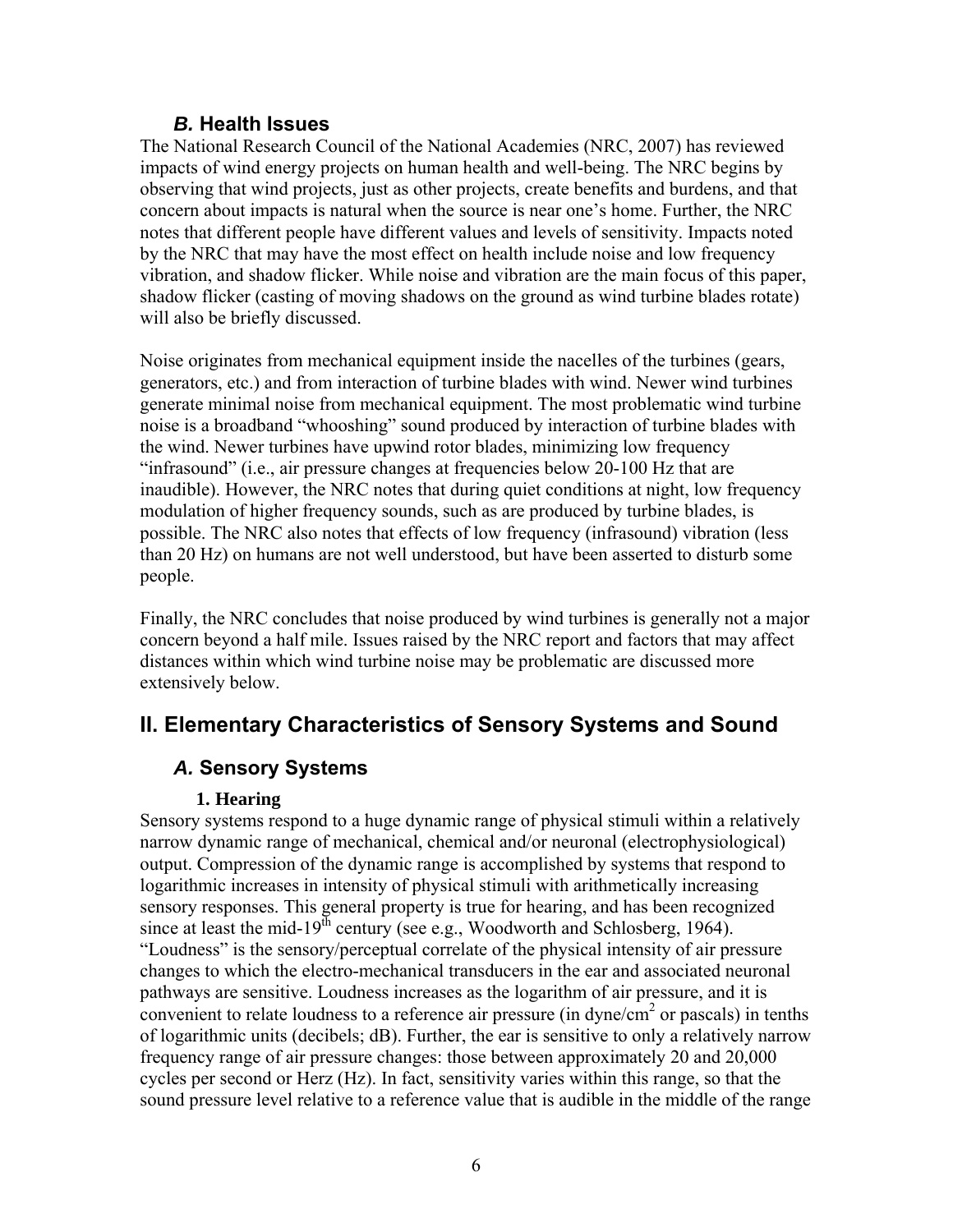### *B.* Health Issues

The National Research Council of the National Academies (NRC, 2007) has reviewed impacts of wind energy projects on human health and well-being. The NRC begins by observing that wind projects, just as other projects, create benefits and burdens, and that concern about impacts is natural when the source is near one's home. Further, the NRC notes that different people have different values and levels of sensitivity. Impacts noted by the NRC that may have the most effect on health include noise and low frequency vibration, and shadow flicker. While noise and vibration are the main focus of this paper, shadow flicker (casting of moving shadows on the ground as wind turbine blades rotate) will also be briefly discussed.

Noise originates from mechanical equipment inside the nacelles of the turbines (gears, generators, etc.) and from interaction of turbine blades with wind. Newer wind turbines generate minimal noise from mechanical equipment. The most problematic wind turbine noise is a broadband "whooshing" sound produced by interaction of turbine blades with the wind. Newer turbines have upwind rotor blades, minimizing low frequency "infrasound" (i.e., air pressure changes at frequencies below 20-100 Hz that are inaudible). However, the NRC notes that during quiet conditions at night, low frequency modulation of higher frequency sounds, such as are produced by turbine blades, is possible. The NRC also notes that effects of low frequency (infrasound) vibration (less than 20 Hz) on humans are not well understood, but have been asserted to disturb some people.

Finally, the NRC concludes that noise produced by wind turbines is generally not a major concern beyond a half mile. Issues raised by the NRC report and factors that may affect distances within which wind turbine noise may be problematic are discussed more extensively below.

## II. Elementary Characteristics of Sensory Systems and Sound

### *A.* Sensory Systems

#### 1. Hearing

Sensory systems respond to a huge dynamic range of physical stimuli within a relatively narrow dynamic range of mechanical, chemical and/or neuronal (electrophysiological) output. Compression of the dynamic range is accomplished by systems that respond to logarithmic increases in intensity of physical stimuli with arithmetically increasing sensory responses. This general property is true for hearing, and has been recognized since at least the mid-19$^{th}$ century (see e.g., Woodworth and Schlosberg, 1964). "Loudness" is the sensory/perceptual correlate of the physical intensity of air pressure changes to which the electro-mechanical transducers in the ear and associated neuronal pathways are sensitive. Loudness increases as the logarithm of air pressure, and it is convenient to relate loudness to a reference air pressure (in dyne/cm$^2$ or pascals) in tenths of logarithmic units (decibels; dB). Further, the ear is sensitive to only a relatively narrow frequency range of air pressure changes: those between approximately 20 and 20,000 cycles per second or Herz (Hz). In fact, sensitivity varies within this range, so that the sound pressure level relative to a reference value that is audible in the middle of the range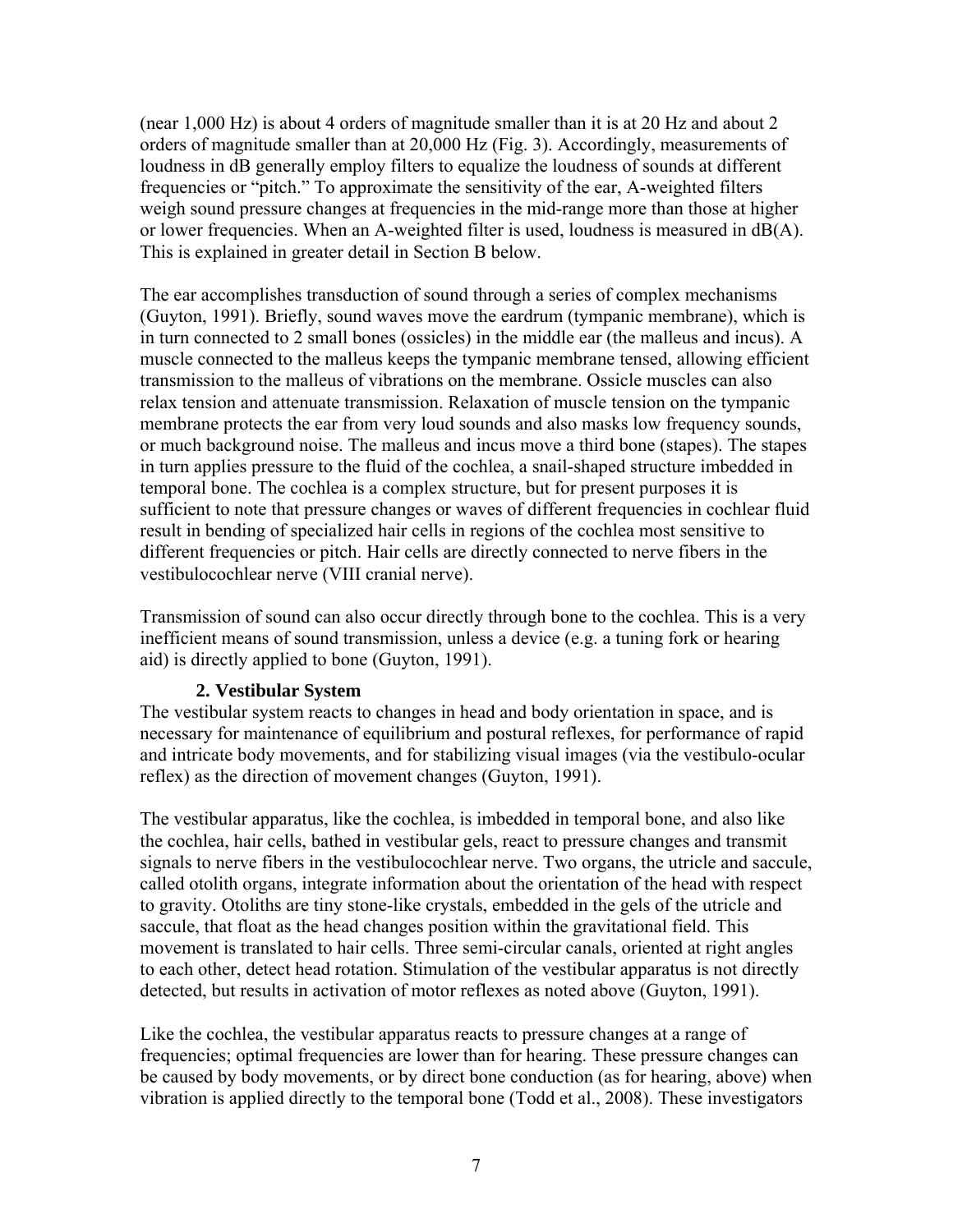(near 1,000 Hz) is about 4 orders of magnitude smaller than it is at 20 Hz and about 2 orders of magnitude smaller than at 20,000 Hz (Fig. 3). Accordingly, measurements of loudness in dB generally employ filters to equalize the loudness of sounds at different frequencies or "pitch." To approximate the sensitivity of the ear, A-weighted filters weigh sound pressure changes at frequencies in the mid-range more than those at higher or lower frequencies. When an A-weighted filter is used, loudness is measured in dB(A). This is explained in greater detail in Section B below.

The ear accomplishes transduction of sound through a series of complex mechanisms (Guyton, 1991). Briefly, sound waves move the eardrum (tympanic membrane), which is in turn connected to 2 small bones (ossicles) in the middle ear (the malleus and incus). A muscle connected to the malleus keeps the tympanic membrane tensed, allowing efficient transmission to the malleus of vibrations on the membrane. Ossicle muscles can also relax tension and attenuate transmission. Relaxation of muscle tension on the tympanic membrane protects the ear from very loud sounds and also masks low frequency sounds, or much background noise. The malleus and incus move a third bone (stapes). The stapes in turn applies pressure to the fluid of the cochlea, a snail-shaped structure imbedded in temporal bone. The cochlea is a complex structure, but for present purposes it is sufficient to note that pressure changes or waves of different frequencies in cochlear fluid result in bending of specialized hair cells in regions of the cochlea most sensitive to different frequencies or pitch. Hair cells are directly connected to nerve fibers in the vestibulocochlear nerve (VIII cranial nerve).

Transmission of sound can also occur directly through bone to the cochlea. This is a very inefficient means of sound transmission, unless a device (e.g. a tuning fork or hearing aid) is directly applied to bone (Guyton, 1991).

### 2. Vestibular System

The vestibular system reacts to changes in head and body orientation in space, and is necessary for maintenance of equilibrium and postural reflexes, for performance of rapid and intricate body movements, and for stabilizing visual images (via the vestibulo-ocular reflex) as the direction of movement changes (Guyton, 1991).

The vestibular apparatus, like the cochlea, is imbedded in temporal bone, and also like the cochlea, hair cells, bathed in vestibular gels, react to pressure changes and transmit signals to nerve fibers in the vestibulocochlear nerve. Two organs, the utricle and saccule, called otolith organs, integrate information about the orientation of the head with respect to gravity. Otoliths are tiny stone-like crystals, embedded in the gels of the utricle and saccule, that float as the head changes position within the gravitational field. This movement is translated to hair cells. Three semi-circular canals, oriented at right angles to each other, detect head rotation. Stimulation of the vestibular apparatus is not directly detected, but results in activation of motor reflexes as noted above (Guyton, 1991).

Like the cochlea, the vestibular apparatus reacts to pressure changes at a range of frequencies; optimal frequencies are lower than for hearing. These pressure changes can be caused by body movements, or by direct bone conduction (as for hearing, above) when vibration is applied directly to the temporal bone (Todd et al., 2008). These investigators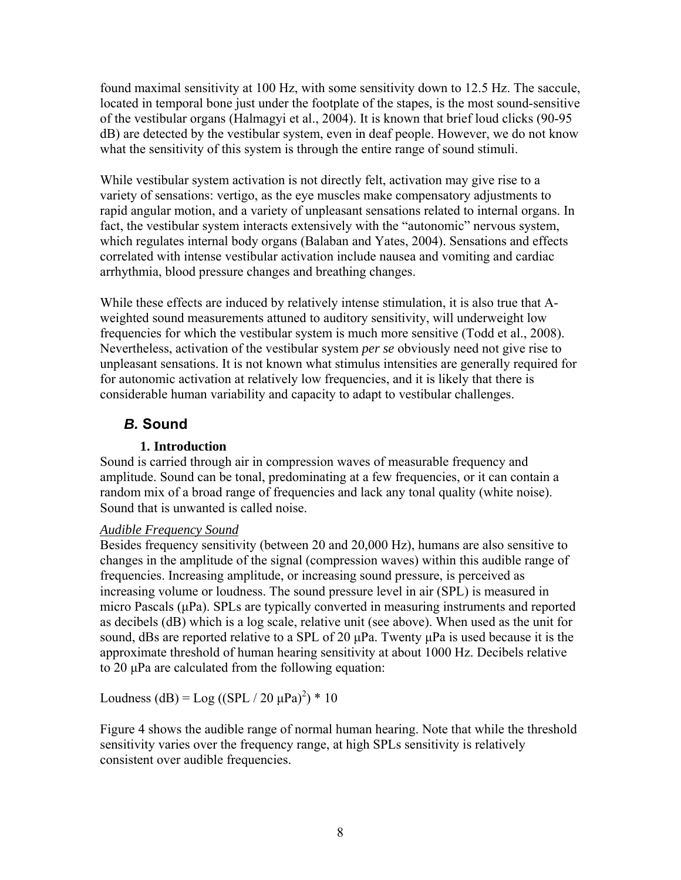found maximal sensitivity at 100 Hz, with some sensitivity down to 12.5 Hz. The saccule, located in temporal bone just under the footplate of the stapes, is the most sound-sensitive of the vestibular organs (Halmagyi et al., 2004). It is known that brief loud clicks (90-95 dB) are detected by the vestibular system, even in deaf people. However, we do not know what the sensitivity of this system is through the entire range of sound stimuli.

While vestibular system activation is not directly felt, activation may give rise to a variety of sensations: vertigo, as the eye muscles make compensatory adjustments to rapid angular motion, and a variety of unpleasant sensations related to internal organs. In fact, the vestibular system interacts extensively with the "autonomic" nervous system, which regulates internal body organs (Balaban and Yates, 2004). Sensations and effects correlated with intense vestibular activation include nausea and vomiting and cardiac arrhythmia, blood pressure changes and breathing changes.

While these effects are induced by relatively intense stimulation, it is also true that A-weighted sound measurements attuned to auditory sensitivity, will underweight low frequencies for which the vestibular system is much more sensitive (Todd et al., 2008). Nevertheless, activation of the vestibular system *per se* obviously need not give rise to unpleasant sensations. It is not known what stimulus intensities are generally required for autonomic activation at relatively low frequencies, and it is likely that there is considerable human variability and capacity to adapt to vestibular challenges.

## *B.* Sound

### 1. Introduction

Sound is carried through air in compression waves of measurable frequency and amplitude. Sound can be tonal, predominating at a few frequencies, or it can contain a random mix of a broad range of frequencies and lack any tonal quality (white noise). Sound that is unwanted is called noise.

*Audible Frequency Sound*

Besides frequency sensitivity (between 20 and 20,000 Hz), humans are also sensitive to changes in the amplitude of the signal (compression waves) within this audible range of frequencies. Increasing amplitude, or increasing sound pressure, is perceived as increasing volume or loudness. The sound pressure level in air (SPL) is measured in micro Pascals (μPa). SPLs are typically converted in measuring instruments and reported as decibels (dB) which is a log scale, relative unit (see above). When used as the unit for sound, dBs are reported relative to a SPL of 20 μPa. Twenty μPa is used because it is the approximate threshold of human hearing sensitivity at about 1000 Hz. Decibels relative to 20 μPa are calculated from the following equation:

$$\text{Loudness (dB)} = \text{Log}\left(\left(\text{SPL} / 20\ \mu\text{Pa}\right)^2\right) * 10$$

Figure 4 shows the audible range of normal human hearing. Note that while the threshold sensitivity varies over the frequency range, at high SPLs sensitivity is relatively consistent over audible frequencies.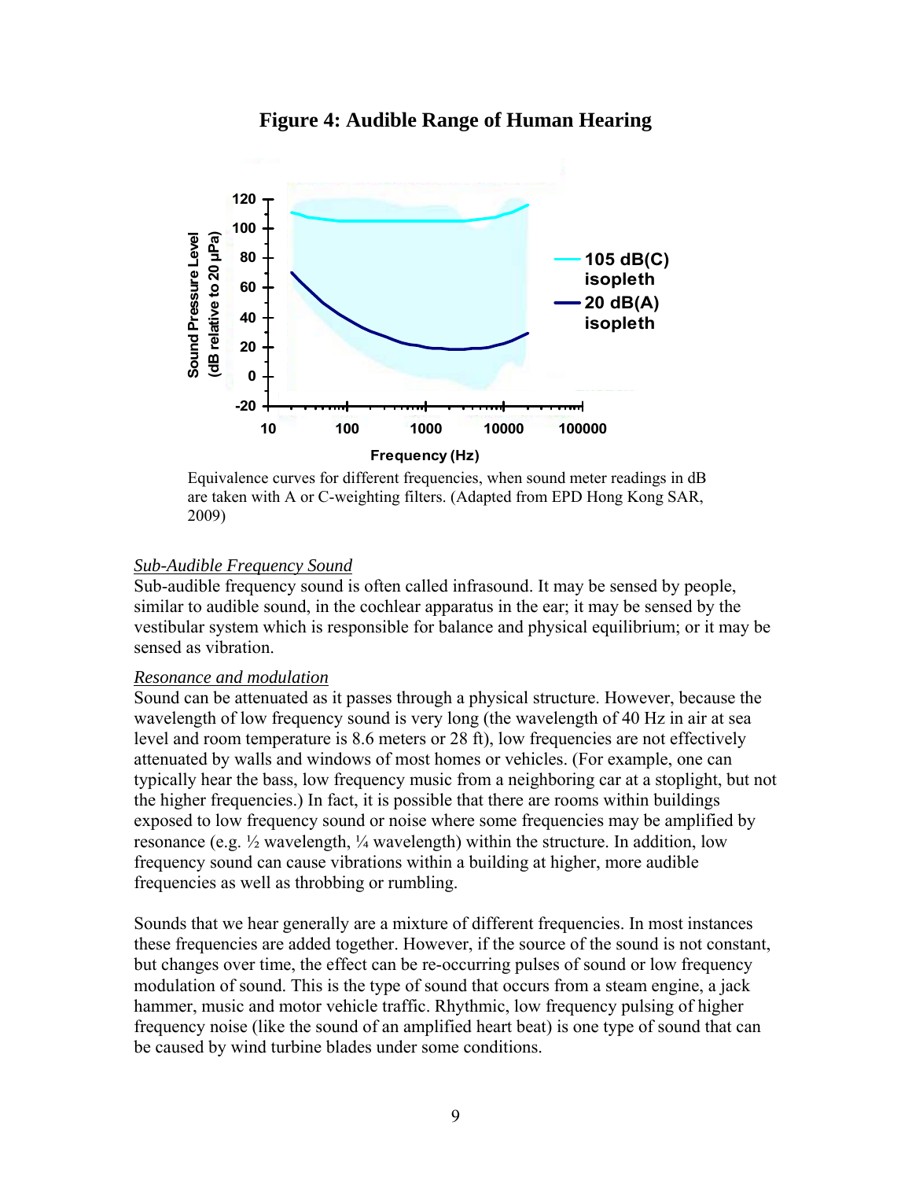**Figure 4: Audible Range of Human Hearing**

Equivalence curves for different frequencies, when sound meter readings in dB are taken with A or C-weighting filters. (Adapted from EPD Hong Kong SAR, 2009)

*Sub-Audible Frequency Sound*

Sub-audible frequency sound is often called infrasound. It may be sensed by people, similar to audible sound, in the cochlear apparatus in the ear; it may be sensed by the vestibular system which is responsible for balance and physical equilibrium; or it may be sensed as vibration.

*Resonance and modulation*

Sound can be attenuated as it passes through a physical structure. However, because the wavelength of low frequency sound is very long (the wavelength of 40 Hz in air at sea level and room temperature is 8.6 meters or 28 ft), low frequencies are not effectively attenuated by walls and windows of most homes or vehicles. (For example, one can typically hear the bass, low frequency music from a neighboring car at a stoplight, but not the higher frequencies.) In fact, it is possible that there are rooms within buildings exposed to low frequency sound or noise where some frequencies may be amplified by resonance (e.g. ½ wavelength, ¼ wavelength) within the structure. In addition, low frequency sound can cause vibrations within a building at higher, more audible frequencies as well as throbbing or rumbling.

Sounds that we hear generally are a mixture of different frequencies. In most instances these frequencies are added together. However, if the source of the sound is not constant, but changes over time, the effect can be re-occurring pulses of sound or low frequency modulation of sound. This is the type of sound that occurs from a steam engine, a jack hammer, music and motor vehicle traffic. Rhythmic, low frequency pulsing of higher frequency noise (like the sound of an amplified heart beat) is one type of sound that can be caused by wind turbine blades under some conditions.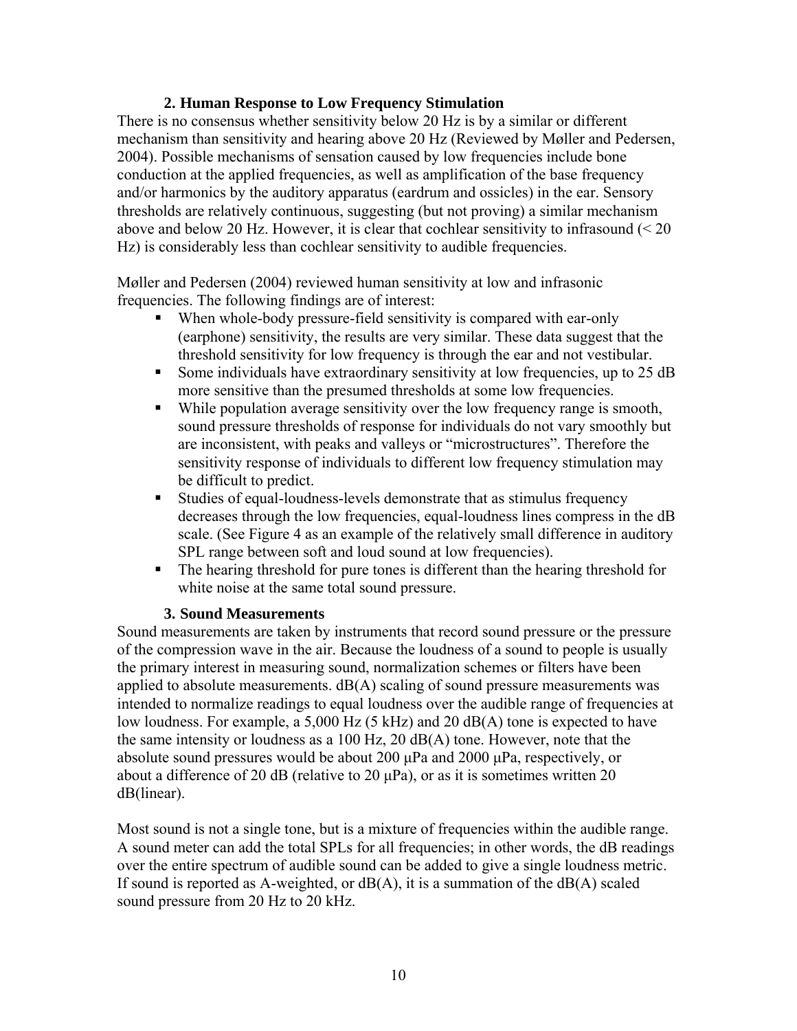### 2. Human Response to Low Frequency Stimulation

There is no consensus whether sensitivity below 20 Hz is by a similar or different mechanism than sensitivity and hearing above 20 Hz (Reviewed by Møller and Pedersen, 2004). Possible mechanisms of sensation caused by low frequencies include bone conduction at the applied frequencies, as well as amplification of the base frequency and/or harmonics by the auditory apparatus (eardrum and ossicles) in the ear. Sensory thresholds are relatively continuous, suggesting (but not proving) a similar mechanism above and below 20 Hz. However, it is clear that cochlear sensitivity to infrasound (< 20 Hz) is considerably less than cochlear sensitivity to audible frequencies.

Møller and Pedersen (2004) reviewed human sensitivity at low and infrasonic frequencies. The following findings are of interest:

- When whole-body pressure-field sensitivity is compared with ear-only (earphone) sensitivity, the results are very similar. These data suggest that the threshold sensitivity for low frequency is through the ear and not vestibular.
- Some individuals have extraordinary sensitivity at low frequencies, up to 25 dB more sensitive than the presumed thresholds at some low frequencies.
- While population average sensitivity over the low frequency range is smooth, sound pressure thresholds of response for individuals do not vary smoothly but are inconsistent, with peaks and valleys or "microstructures". Therefore the sensitivity response of individuals to different low frequency stimulation may be difficult to predict.
- Studies of equal-loudness-levels demonstrate that as stimulus frequency decreases through the low frequencies, equal-loudness lines compress in the dB scale. (See Figure 4 as an example of the relatively small difference in auditory SPL range between soft and loud sound at low frequencies).
- The hearing threshold for pure tones is different than the hearing threshold for white noise at the same total sound pressure.

### 3. Sound Measurements

Sound measurements are taken by instruments that record sound pressure or the pressure of the compression wave in the air. Because the loudness of a sound to people is usually the primary interest in measuring sound, normalization schemes or filters have been applied to absolute measurements. dB(A) scaling of sound pressure measurements was intended to normalize readings to equal loudness over the audible range of frequencies at low loudness. For example, a 5,000 Hz (5 kHz) and 20 dB(A) tone is expected to have the same intensity or loudness as a 100 Hz, 20 dB(A) tone. However, note that the absolute sound pressures would be about 200 μPa and 2000 μPa, respectively, or about a difference of 20 dB (relative to 20 μPa), or as it is sometimes written 20 dB(linear).

Most sound is not a single tone, but is a mixture of frequencies within the audible range. A sound meter can add the total SPLs for all frequencies; in other words, the dB readings over the entire spectrum of audible sound can be added to give a single loudness metric. If sound is reported as A-weighted, or dB(A), it is a summation of the dB(A) scaled sound pressure from 20 Hz to 20 kHz.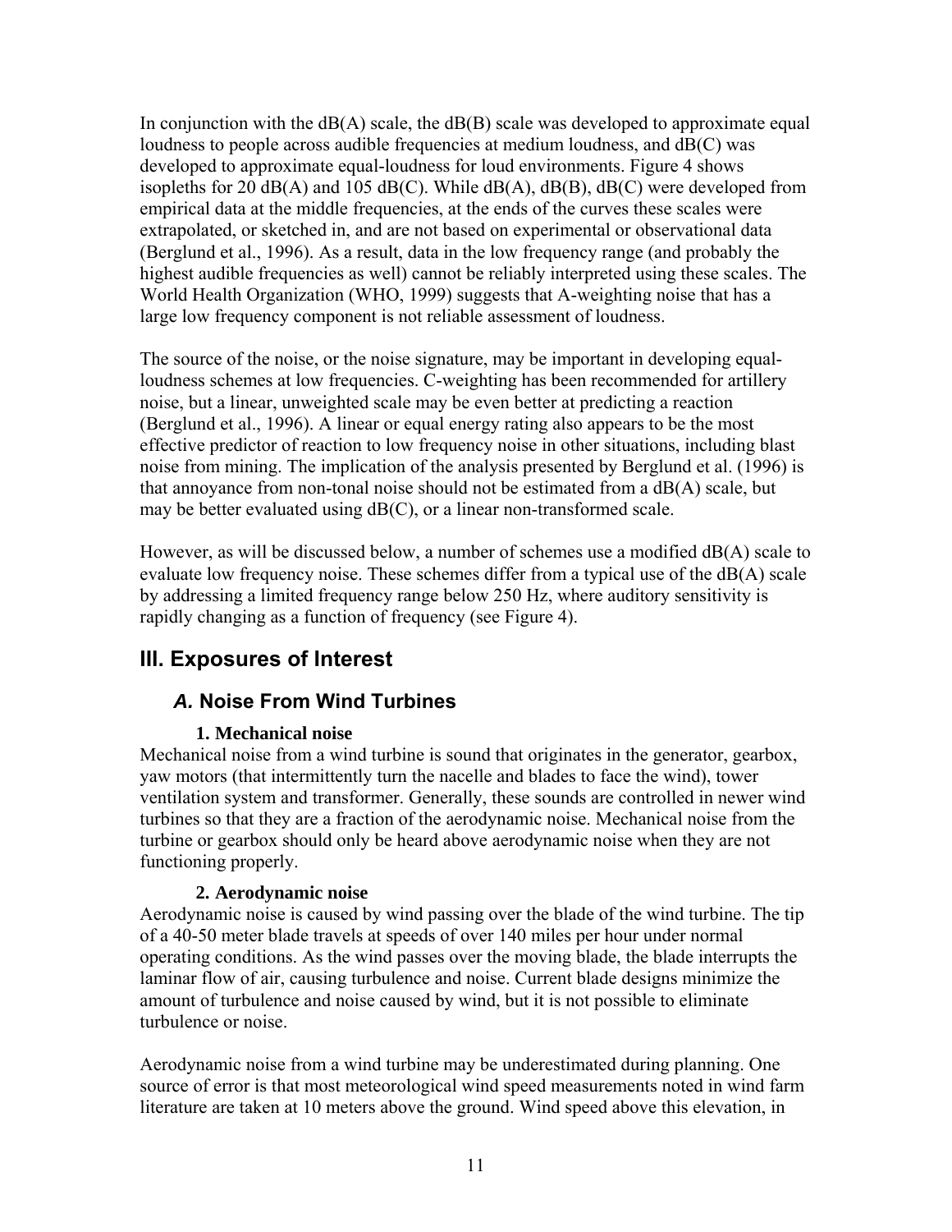In conjunction with the dB(A) scale, the dB(B) scale was developed to approximate equal loudness to people across audible frequencies at medium loudness, and dB(C) was developed to approximate equal-loudness for loud environments. Figure 4 shows isopleths for 20 dB(A) and 105 dB(C). While dB(A), dB(B), dB(C) were developed from empirical data at the middle frequencies, at the ends of the curves these scales were extrapolated, or sketched in, and are not based on experimental or observational data (Berglund et al., 1996). As a result, data in the low frequency range (and probably the highest audible frequencies as well) cannot be reliably interpreted using these scales. The World Health Organization (WHO, 1999) suggests that A-weighting noise that has a large low frequency component is not reliable assessment of loudness.

The source of the noise, or the noise signature, may be important in developing equal-loudness schemes at low frequencies. C-weighting has been recommended for artillery noise, but a linear, unweighted scale may be even better at predicting a reaction (Berglund et al., 1996). A linear or equal energy rating also appears to be the most effective predictor of reaction to low frequency noise in other situations, including blast noise from mining. The implication of the analysis presented by Berglund et al. (1996) is that annoyance from non-tonal noise should not be estimated from a dB(A) scale, but may be better evaluated using dB(C), or a linear non-transformed scale.

However, as will be discussed below, a number of schemes use a modified dB(A) scale to evaluate low frequency noise. These schemes differ from a typical use of the dB(A) scale by addressing a limited frequency range below 250 Hz, where auditory sensitivity is rapidly changing as a function of frequency (see Figure 4).

## III. Exposures of Interest

### *A.* Noise From Wind Turbines

#### 1. Mechanical noise

Mechanical noise from a wind turbine is sound that originates in the generator, gearbox, yaw motors (that intermittently turn the nacelle and blades to face the wind), tower ventilation system and transformer. Generally, these sounds are controlled in newer wind turbines so that they are a fraction of the aerodynamic noise. Mechanical noise from the turbine or gearbox should only be heard above aerodynamic noise when they are not functioning properly.

#### 2. Aerodynamic noise

Aerodynamic noise is caused by wind passing over the blade of the wind turbine. The tip of a 40-50 meter blade travels at speeds of over 140 miles per hour under normal operating conditions. As the wind passes over the moving blade, the blade interrupts the laminar flow of air, causing turbulence and noise. Current blade designs minimize the amount of turbulence and noise caused by wind, but it is not possible to eliminate turbulence or noise.

Aerodynamic noise from a wind turbine may be underestimated during planning. One source of error is that most meteorological wind speed measurements noted in wind farm literature are taken at 10 meters above the ground. Wind speed above this elevation, in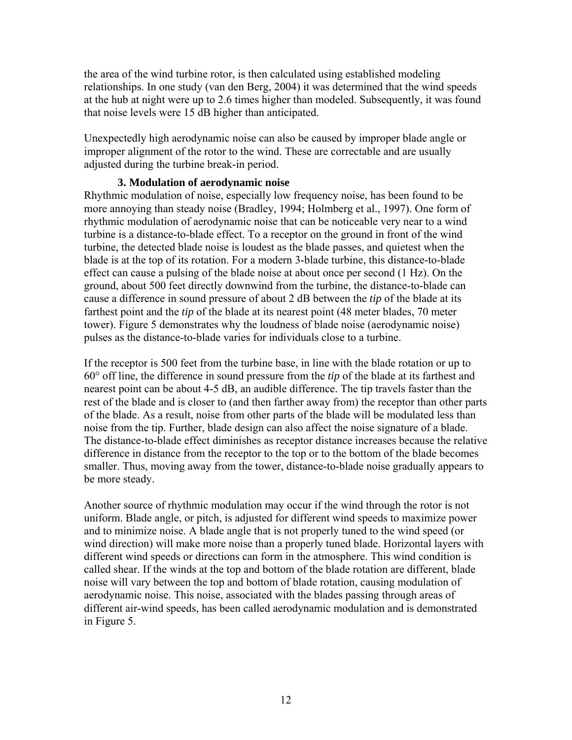the area of the wind turbine rotor, is then calculated using established modeling relationships. In one study (van den Berg, 2004) it was determined that the wind speeds at the hub at night were up to 2.6 times higher than modeled. Subsequently, it was found that noise levels were 15 dB higher than anticipated.

Unexpectedly high aerodynamic noise can also be caused by improper blade angle or improper alignment of the rotor to the wind. These are correctable and are usually adjusted during the turbine break-in period.

### 3. Modulation of aerodynamic noise

Rhythmic modulation of noise, especially low frequency noise, has been found to be more annoying than steady noise (Bradley, 1994; Holmberg et al., 1997). One form of rhythmic modulation of aerodynamic noise that can be noticeable very near to a wind turbine is a distance-to-blade effect. To a receptor on the ground in front of the wind turbine, the detected blade noise is loudest as the blade passes, and quietest when the blade is at the top of its rotation. For a modern 3-blade turbine, this distance-to-blade effect can cause a pulsing of the blade noise at about once per second (1 Hz). On the ground, about 500 feet directly downwind from the turbine, the distance-to-blade can cause a difference in sound pressure of about 2 dB between the *tip* of the blade at its farthest point and the *tip* of the blade at its nearest point (48 meter blades, 70 meter tower). Figure 5 demonstrates why the loudness of blade noise (aerodynamic noise) pulses as the distance-to-blade varies for individuals close to a turbine.

If the receptor is 500 feet from the turbine base, in line with the blade rotation or up to 60° off line, the difference in sound pressure from the *tip* of the blade at its farthest and nearest point can be about 4-5 dB, an audible difference. The tip travels faster than the rest of the blade and is closer to (and then farther away from) the receptor than other parts of the blade. As a result, noise from other parts of the blade will be modulated less than noise from the tip. Further, blade design can also affect the noise signature of a blade. The distance-to-blade effect diminishes as receptor distance increases because the relative difference in distance from the receptor to the top or to the bottom of the blade becomes smaller. Thus, moving away from the tower, distance-to-blade noise gradually appears to be more steady.

Another source of rhythmic modulation may occur if the wind through the rotor is not uniform. Blade angle, or pitch, is adjusted for different wind speeds to maximize power and to minimize noise. A blade angle that is not properly tuned to the wind speed (or wind direction) will make more noise than a properly tuned blade. Horizontal layers with different wind speeds or directions can form in the atmosphere. This wind condition is called shear. If the winds at the top and bottom of the blade rotation are different, blade noise will vary between the top and bottom of blade rotation, causing modulation of aerodynamic noise. This noise, associated with the blades passing through areas of different air-wind speeds, has been called aerodynamic modulation and is demonstrated in Figure 5.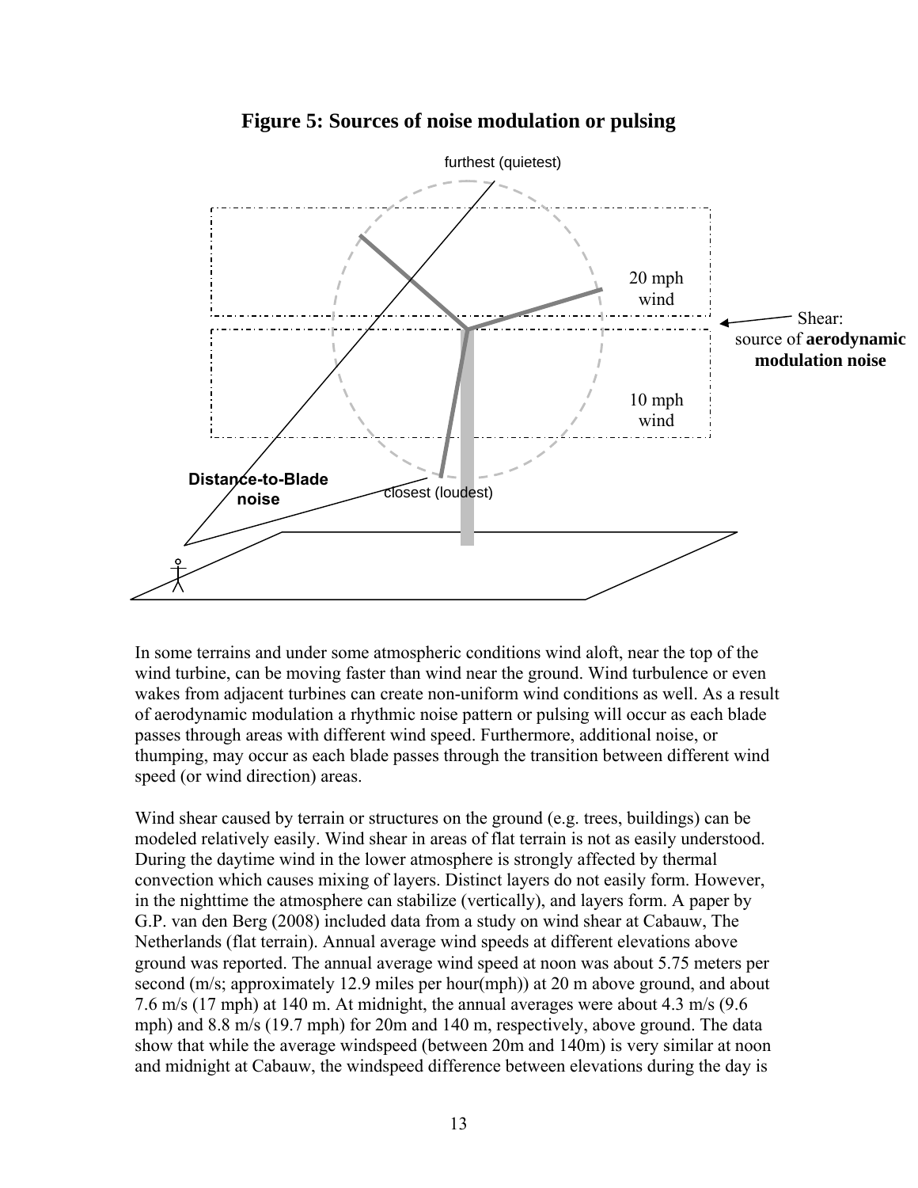**Figure 5: Sources of noise modulation or pulsing**

In some terrains and under some atmospheric conditions wind aloft, near the top of the wind turbine, can be moving faster than wind near the ground. Wind turbulence or even wakes from adjacent turbines can create non-uniform wind conditions as well. As a result of aerodynamic modulation a rhythmic noise pattern or pulsing will occur as each blade passes through areas with different wind speed. Furthermore, additional noise, or thumping, may occur as each blade passes through the transition between different wind speed (or wind direction) areas.

Wind shear caused by terrain or structures on the ground (e.g. trees, buildings) can be modeled relatively easily. Wind shear in areas of flat terrain is not as easily understood. During the daytime wind in the lower atmosphere is strongly affected by thermal convection which causes mixing of layers. Distinct layers do not easily form. However, in the nighttime the atmosphere can stabilize (vertically), and layers form. A paper by G.P. van den Berg (2008) included data from a study on wind shear at Cabauw, The Netherlands (flat terrain). Annual average wind speeds at different elevations above ground was reported. The annual average wind speed at noon was about 5.75 meters per second (m/s; approximately 12.9 miles per hour(mph)) at 20 m above ground, and about 7.6 m/s (17 mph) at 140 m. At midnight, the annual averages were about 4.3 m/s (9.6 mph) and 8.8 m/s (19.7 mph) for 20m and 140 m, respectively, above ground. The data show that while the average windspeed (between 20m and 140m) is very similar at noon and midnight at Cabauw, the windspeed difference between elevations during the day is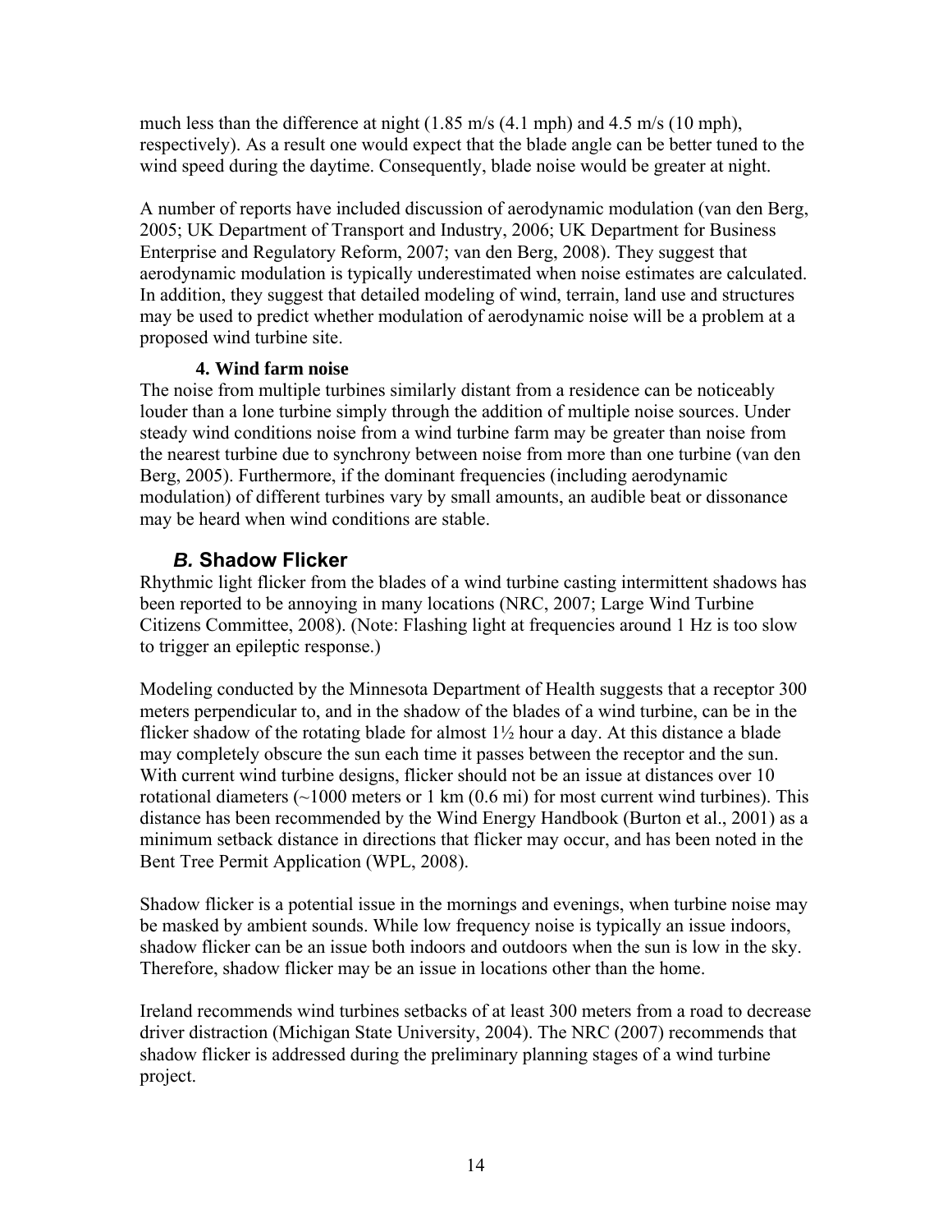much less than the difference at night (1.85 m/s (4.1 mph) and 4.5 m/s (10 mph), respectively). As a result one would expect that the blade angle can be better tuned to the wind speed during the daytime. Consequently, blade noise would be greater at night.

A number of reports have included discussion of aerodynamic modulation (van den Berg, 2005; UK Department of Transport and Industry, 2006; UK Department for Business Enterprise and Regulatory Reform, 2007; van den Berg, 2008). They suggest that aerodynamic modulation is typically underestimated when noise estimates are calculated. In addition, they suggest that detailed modeling of wind, terrain, land use and structures may be used to predict whether modulation of aerodynamic noise will be a problem at a proposed wind turbine site.

#### 4. Wind farm noise

The noise from multiple turbines similarly distant from a residence can be noticeably louder than a lone turbine simply through the addition of multiple noise sources. Under steady wind conditions noise from a wind turbine farm may be greater than noise from the nearest turbine due to synchrony between noise from more than one turbine (van den Berg, 2005). Furthermore, if the dominant frequencies (including aerodynamic modulation) of different turbines vary by small amounts, an audible beat or dissonance may be heard when wind conditions are stable.

### *B.* Shadow Flicker

Rhythmic light flicker from the blades of a wind turbine casting intermittent shadows has been reported to be annoying in many locations (NRC, 2007; Large Wind Turbine Citizens Committee, 2008). (Note: Flashing light at frequencies around 1 Hz is too slow to trigger an epileptic response.)

Modeling conducted by the Minnesota Department of Health suggests that a receptor 300 meters perpendicular to, and in the shadow of the blades of a wind turbine, can be in the flicker shadow of the rotating blade for almost 1½ hour a day. At this distance a blade may completely obscure the sun each time it passes between the receptor and the sun. With current wind turbine designs, flicker should not be an issue at distances over 10 rotational diameters (~1000 meters or 1 km (0.6 mi) for most current wind turbines). This distance has been recommended by the Wind Energy Handbook (Burton et al., 2001) as a minimum setback distance in directions that flicker may occur, and has been noted in the Bent Tree Permit Application (WPL, 2008).

Shadow flicker is a potential issue in the mornings and evenings, when turbine noise may be masked by ambient sounds. While low frequency noise is typically an issue indoors, shadow flicker can be an issue both indoors and outdoors when the sun is low in the sky. Therefore, shadow flicker may be an issue in locations other than the home.

Ireland recommends wind turbines setbacks of at least 300 meters from a road to decrease driver distraction (Michigan State University, 2004). The NRC (2007) recommends that shadow flicker is addressed during the preliminary planning stages of a wind turbine project.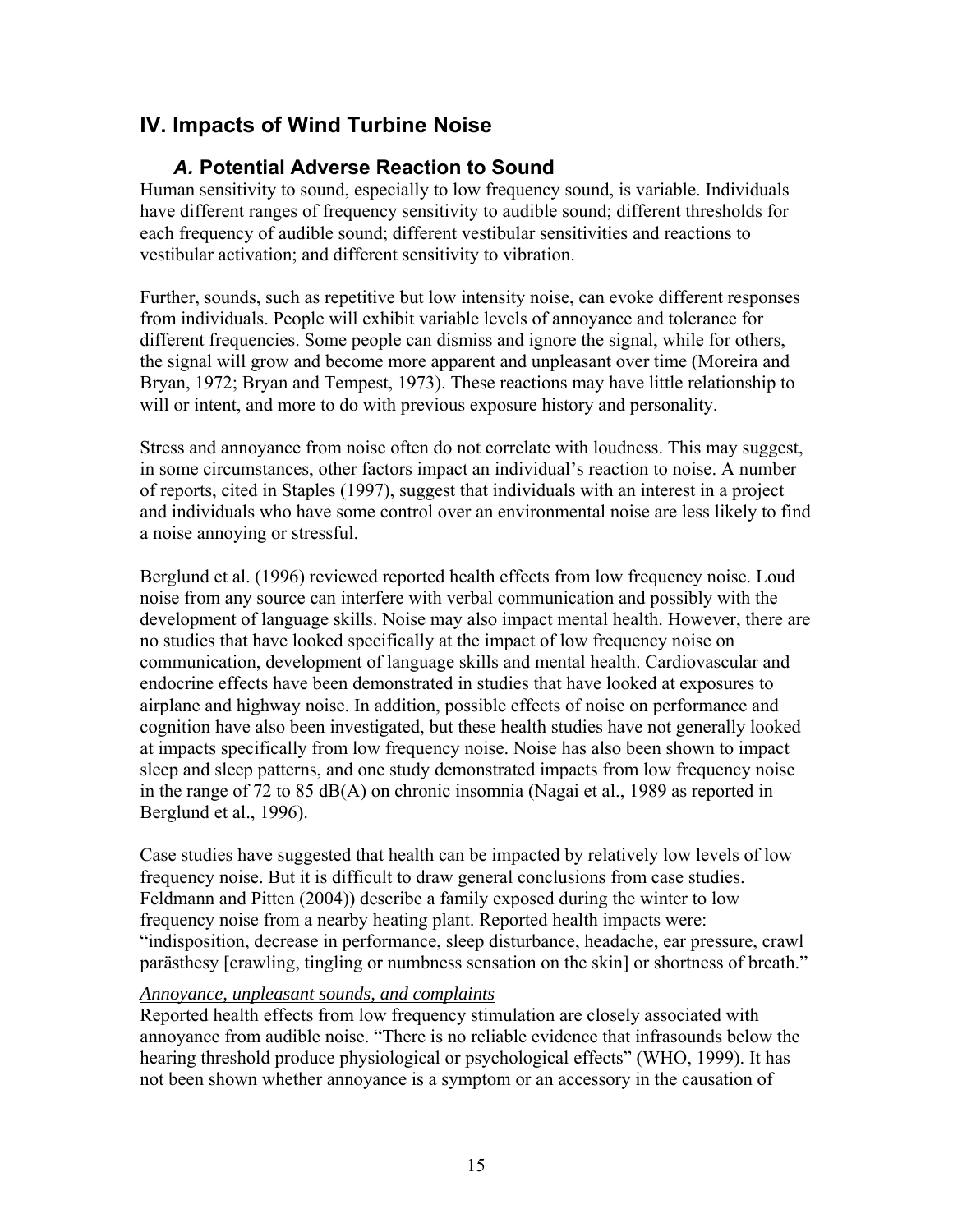## IV. Impacts of Wind Turbine Noise

### *A.* Potential Adverse Reaction to Sound

Human sensitivity to sound, especially to low frequency sound, is variable. Individuals have different ranges of frequency sensitivity to audible sound; different thresholds for each frequency of audible sound; different vestibular sensitivities and reactions to vestibular activation; and different sensitivity to vibration.

Further, sounds, such as repetitive but low intensity noise, can evoke different responses from individuals. People will exhibit variable levels of annoyance and tolerance for different frequencies. Some people can dismiss and ignore the signal, while for others, the signal will grow and become more apparent and unpleasant over time (Moreira and Bryan, 1972; Bryan and Tempest, 1973). These reactions may have little relationship to will or intent, and more to do with previous exposure history and personality.

Stress and annoyance from noise often do not correlate with loudness. This may suggest, in some circumstances, other factors impact an individual's reaction to noise. A number of reports, cited in Staples (1997), suggest that individuals with an interest in a project and individuals who have some control over an environmental noise are less likely to find a noise annoying or stressful.

Berglund et al. (1996) reviewed reported health effects from low frequency noise. Loud noise from any source can interfere with verbal communication and possibly with the development of language skills. Noise may also impact mental health. However, there are no studies that have looked specifically at the impact of low frequency noise on communication, development of language skills and mental health. Cardiovascular and endocrine effects have been demonstrated in studies that have looked at exposures to airplane and highway noise. In addition, possible effects of noise on performance and cognition have also been investigated, but these health studies have not generally looked at impacts specifically from low frequency noise. Noise has also been shown to impact sleep and sleep patterns, and one study demonstrated impacts from low frequency noise in the range of 72 to 85 dB(A) on chronic insomnia (Nagai et al., 1989 as reported in Berglund et al., 1996).

Case studies have suggested that health can be impacted by relatively low levels of low frequency noise. But it is difficult to draw general conclusions from case studies. Feldmann and Pitten (2004)) describe a family exposed during the winter to low frequency noise from a nearby heating plant. Reported health impacts were: "indisposition, decrease in performance, sleep disturbance, headache, ear pressure, crawl parästhesy [crawling, tingling or numbness sensation on the skin] or shortness of breath."

*Annoyance, unpleasant sounds, and complaints*

Reported health effects from low frequency stimulation are closely associated with annoyance from audible noise. "There is no reliable evidence that infrasounds below the hearing threshold produce physiological or psychological effects" (WHO, 1999). It has not been shown whether annoyance is a symptom or an accessory in the causation of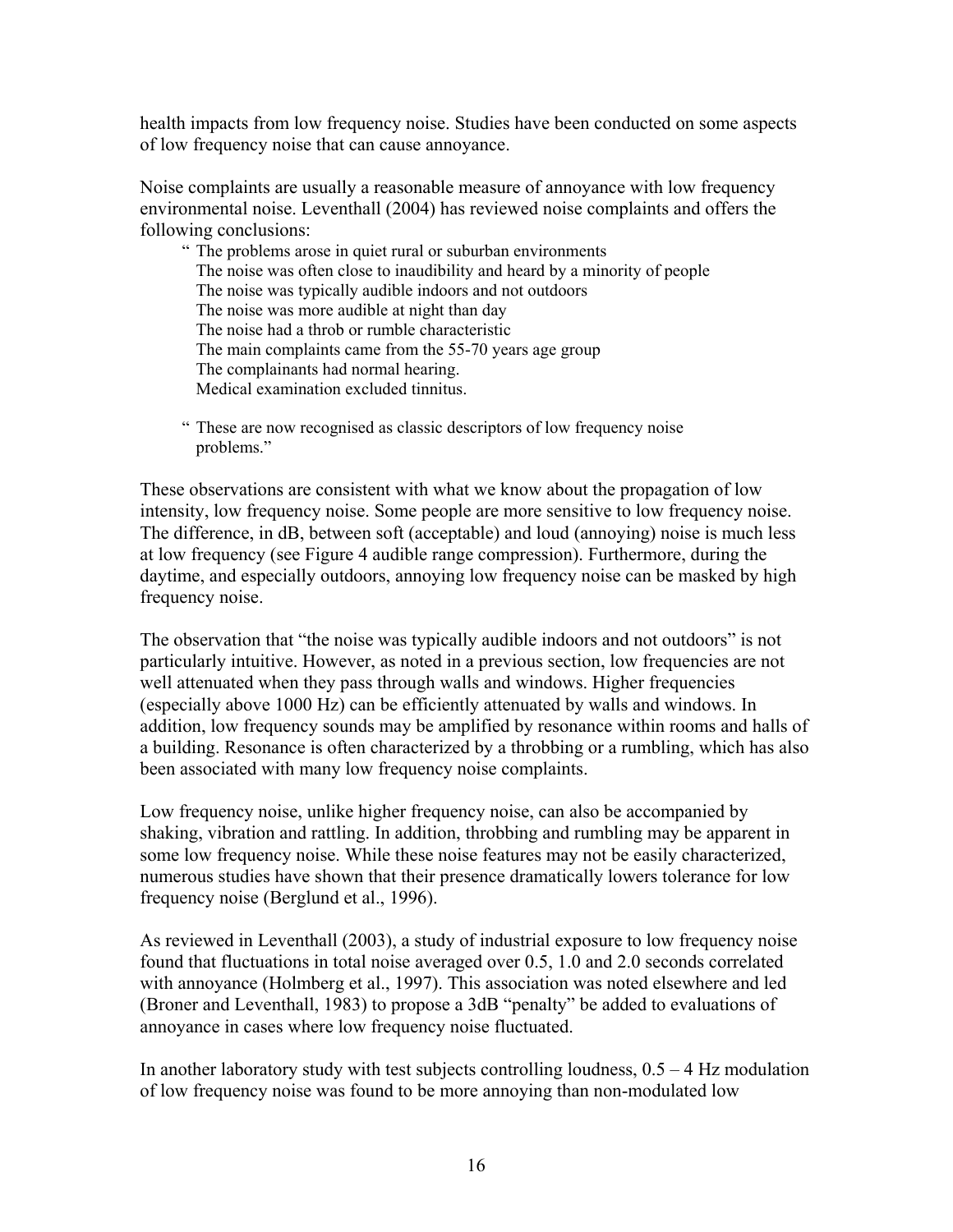health impacts from low frequency noise. Studies have been conducted on some aspects of low frequency noise that can cause annoyance.

Noise complaints are usually a reasonable measure of annoyance with low frequency environmental noise. Leventhall (2004) has reviewed noise complaints and offers the following conclusions:

> " The problems arose in quiet rural or suburban environments
> The noise was often close to inaudibility and heard by a minority of people
> The noise was typically audible indoors and not outdoors
> The noise was more audible at night than day
> The noise had a throb or rumble characteristic
> The main complaints came from the 55-70 years age group
> The complainants had normal hearing.
> Medical examination excluded tinnitus.
>
> " These are now recognised as classic descriptors of low frequency noise problems."

These observations are consistent with what we know about the propagation of low intensity, low frequency noise. Some people are more sensitive to low frequency noise. The difference, in dB, between soft (acceptable) and loud (annoying) noise is much less at low frequency (see Figure 4 audible range compression). Furthermore, during the daytime, and especially outdoors, annoying low frequency noise can be masked by high frequency noise.

The observation that "the noise was typically audible indoors and not outdoors" is not particularly intuitive. However, as noted in a previous section, low frequencies are not well attenuated when they pass through walls and windows. Higher frequencies (especially above 1000 Hz) can be efficiently attenuated by walls and windows. In addition, low frequency sounds may be amplified by resonance within rooms and halls of a building. Resonance is often characterized by a throbbing or a rumbling, which has also been associated with many low frequency noise complaints.

Low frequency noise, unlike higher frequency noise, can also be accompanied by shaking, vibration and rattling. In addition, throbbing and rumbling may be apparent in some low frequency noise. While these noise features may not be easily characterized, numerous studies have shown that their presence dramatically lowers tolerance for low frequency noise (Berglund et al., 1996).

As reviewed in Leventhall (2003), a study of industrial exposure to low frequency noise found that fluctuations in total noise averaged over 0.5, 1.0 and 2.0 seconds correlated with annoyance (Holmberg et al., 1997). This association was noted elsewhere and led (Broner and Leventhall, 1983) to propose a 3dB "penalty" be added to evaluations of annoyance in cases where low frequency noise fluctuated.

In another laboratory study with test subjects controlling loudness, 0.5 – 4 Hz modulation of low frequency noise was found to be more annoying than non-modulated low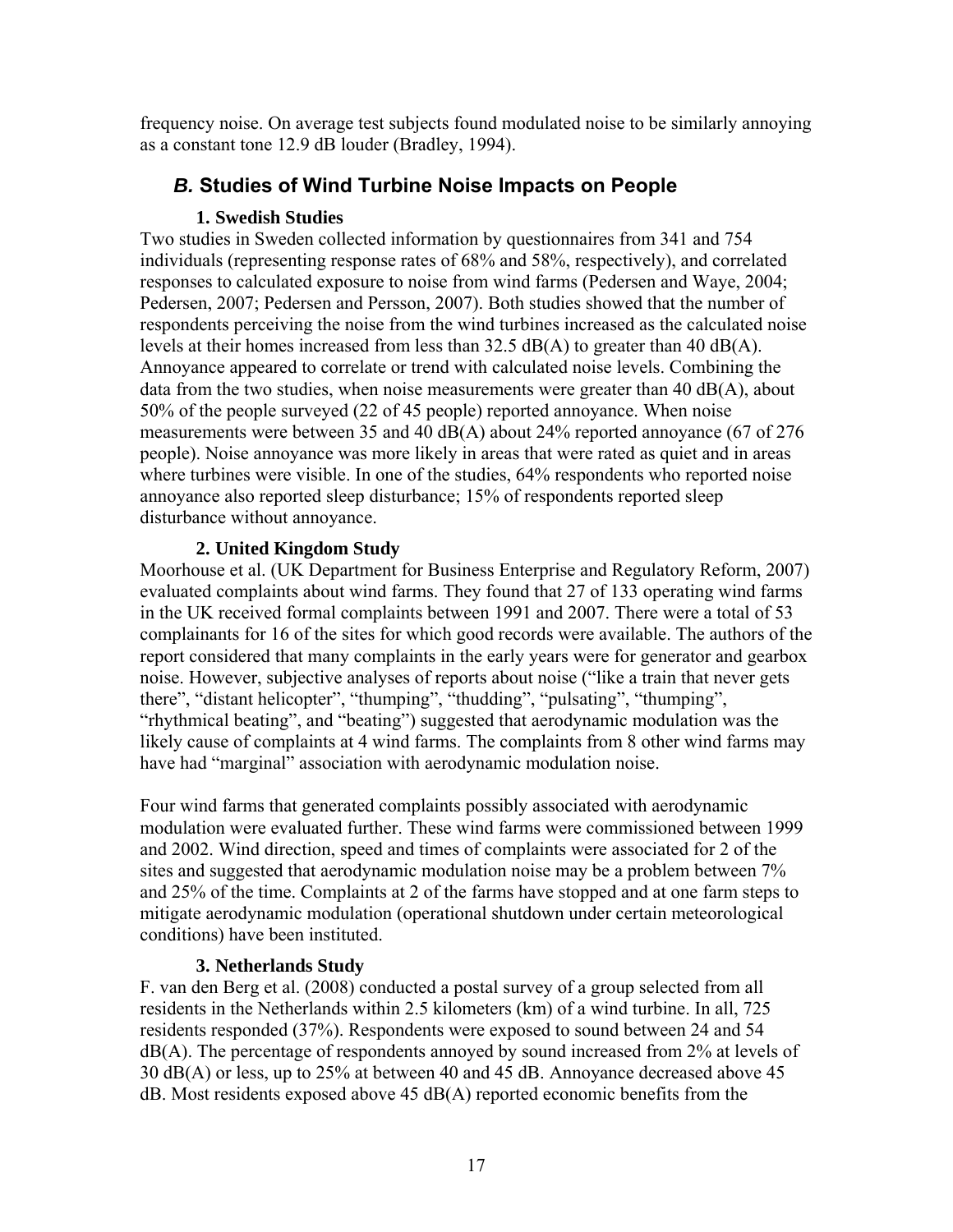frequency noise. On average test subjects found modulated noise to be similarly annoying as a constant tone 12.9 dB louder (Bradley, 1994).

## *B.* Studies of Wind Turbine Noise Impacts on People

### 1. Swedish Studies

Two studies in Sweden collected information by questionnaires from 341 and 754 individuals (representing response rates of 68% and 58%, respectively), and correlated responses to calculated exposure to noise from wind farms (Pedersen and Waye, 2004; Pedersen, 2007; Pedersen and Persson, 2007). Both studies showed that the number of respondents perceiving the noise from the wind turbines increased as the calculated noise levels at their homes increased from less than 32.5 dB(A) to greater than 40 dB(A). Annoyance appeared to correlate or trend with calculated noise levels. Combining the data from the two studies, when noise measurements were greater than 40 dB(A), about 50% of the people surveyed (22 of 45 people) reported annoyance. When noise measurements were between 35 and 40 dB(A) about 24% reported annoyance (67 of 276 people). Noise annoyance was more likely in areas that were rated as quiet and in areas where turbines were visible. In one of the studies, 64% respondents who reported noise annoyance also reported sleep disturbance; 15% of respondents reported sleep disturbance without annoyance.

### 2. United Kingdom Study

Moorhouse et al. (UK Department for Business Enterprise and Regulatory Reform, 2007) evaluated complaints about wind farms. They found that 27 of 133 operating wind farms in the UK received formal complaints between 1991 and 2007. There were a total of 53 complainants for 16 of the sites for which good records were available. The authors of the report considered that many complaints in the early years were for generator and gearbox noise. However, subjective analyses of reports about noise ("like a train that never gets there", "distant helicopter", "thumping", "thudding", "pulsating", "thumping", "rhythmical beating", and "beating") suggested that aerodynamic modulation was the likely cause of complaints at 4 wind farms. The complaints from 8 other wind farms may have had "marginal" association with aerodynamic modulation noise.

Four wind farms that generated complaints possibly associated with aerodynamic modulation were evaluated further. These wind farms were commissioned between 1999 and 2002. Wind direction, speed and times of complaints were associated for 2 of the sites and suggested that aerodynamic modulation noise may be a problem between 7% and 25% of the time. Complaints at 2 of the farms have stopped and at one farm steps to mitigate aerodynamic modulation (operational shutdown under certain meteorological conditions) have been instituted.

### 3. Netherlands Study

F. van den Berg et al. (2008) conducted a postal survey of a group selected from all residents in the Netherlands within 2.5 kilometers (km) of a wind turbine. In all, 725 residents responded (37%). Respondents were exposed to sound between 24 and 54 dB(A). The percentage of respondents annoyed by sound increased from 2% at levels of 30 dB(A) or less, up to 25% at between 40 and 45 dB. Annoyance decreased above 45 dB. Most residents exposed above 45 dB(A) reported economic benefits from the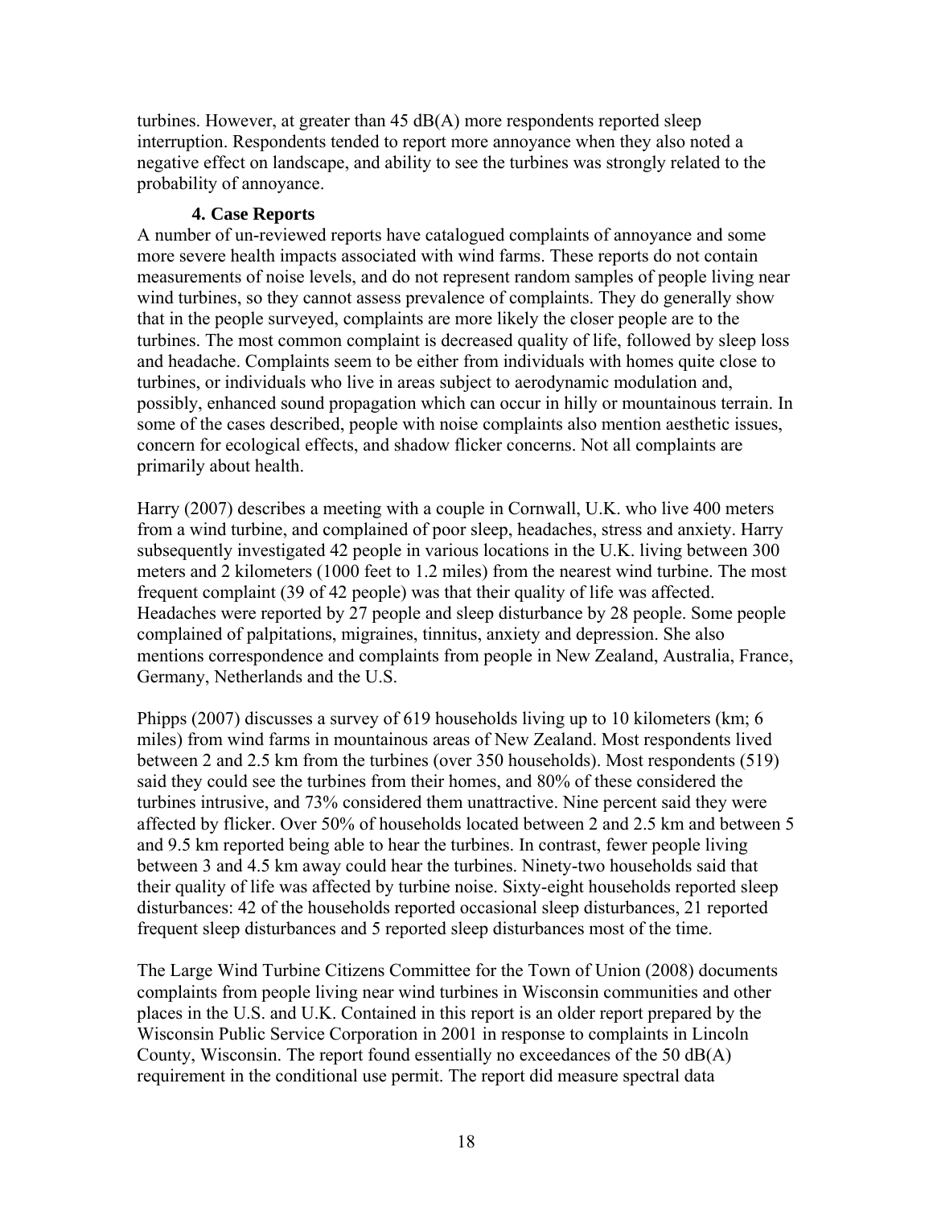turbines. However, at greater than 45 dB(A) more respondents reported sleep interruption. Respondents tended to report more annoyance when they also noted a negative effect on landscape, and ability to see the turbines was strongly related to the probability of annoyance.

### 4. Case Reports

A number of un-reviewed reports have catalogued complaints of annoyance and some more severe health impacts associated with wind farms. These reports do not contain measurements of noise levels, and do not represent random samples of people living near wind turbines, so they cannot assess prevalence of complaints. They do generally show that in the people surveyed, complaints are more likely the closer people are to the turbines. The most common complaint is decreased quality of life, followed by sleep loss and headache. Complaints seem to be either from individuals with homes quite close to turbines, or individuals who live in areas subject to aerodynamic modulation and, possibly, enhanced sound propagation which can occur in hilly or mountainous terrain. In some of the cases described, people with noise complaints also mention aesthetic issues, concern for ecological effects, and shadow flicker concerns. Not all complaints are primarily about health.

Harry (2007) describes a meeting with a couple in Cornwall, U.K. who live 400 meters from a wind turbine, and complained of poor sleep, headaches, stress and anxiety. Harry subsequently investigated 42 people in various locations in the U.K. living between 300 meters and 2 kilometers (1000 feet to 1.2 miles) from the nearest wind turbine. The most frequent complaint (39 of 42 people) was that their quality of life was affected. Headaches were reported by 27 people and sleep disturbance by 28 people. Some people complained of palpitations, migraines, tinnitus, anxiety and depression. She also mentions correspondence and complaints from people in New Zealand, Australia, France, Germany, Netherlands and the U.S.

Phipps (2007) discusses a survey of 619 households living up to 10 kilometers (km; 6 miles) from wind farms in mountainous areas of New Zealand. Most respondents lived between 2 and 2.5 km from the turbines (over 350 households). Most respondents (519) said they could see the turbines from their homes, and 80% of these considered the turbines intrusive, and 73% considered them unattractive. Nine percent said they were affected by flicker. Over 50% of households located between 2 and 2.5 km and between 5 and 9.5 km reported being able to hear the turbines. In contrast, fewer people living between 3 and 4.5 km away could hear the turbines. Ninety-two households said that their quality of life was affected by turbine noise. Sixty-eight households reported sleep disturbances: 42 of the households reported occasional sleep disturbances, 21 reported frequent sleep disturbances and 5 reported sleep disturbances most of the time.

The Large Wind Turbine Citizens Committee for the Town of Union (2008) documents complaints from people living near wind turbines in Wisconsin communities and other places in the U.S. and U.K. Contained in this report is an older report prepared by the Wisconsin Public Service Corporation in 2001 in response to complaints in Lincoln County, Wisconsin. The report found essentially no exceedances of the 50 dB(A) requirement in the conditional use permit. The report did measure spectral data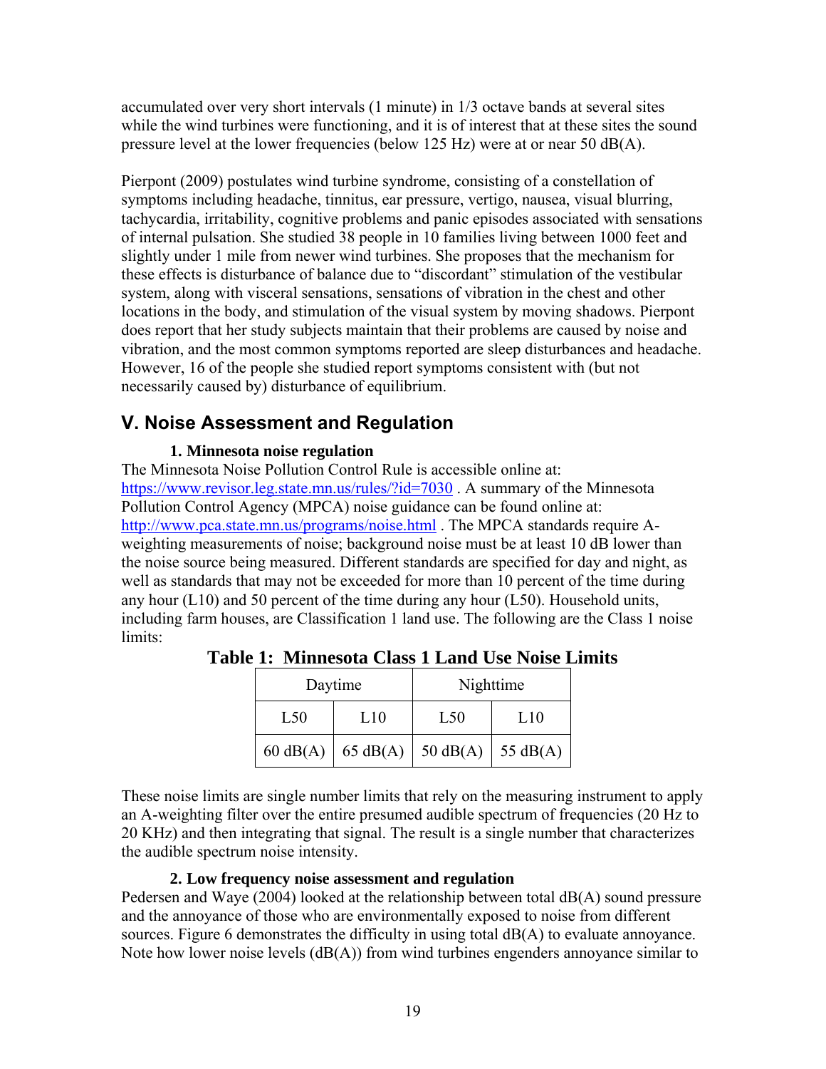accumulated over very short intervals (1 minute) in 1/3 octave bands at several sites while the wind turbines were functioning, and it is of interest that at these sites the sound pressure level at the lower frequencies (below 125 Hz) were at or near 50 dB(A).

Pierpont (2009) postulates wind turbine syndrome, consisting of a constellation of symptoms including headache, tinnitus, ear pressure, vertigo, nausea, visual blurring, tachycardia, irritability, cognitive problems and panic episodes associated with sensations of internal pulsation. She studied 38 people in 10 families living between 1000 feet and slightly under 1 mile from newer wind turbines. She proposes that the mechanism for these effects is disturbance of balance due to "discordant" stimulation of the vestibular system, along with visceral sensations, sensations of vibration in the chest and other locations in the body, and stimulation of the visual system by moving shadows. Pierpont does report that her study subjects maintain that their problems are caused by noise and vibration, and the most common symptoms reported are sleep disturbances and headache. However, 16 of the people she studied report symptoms consistent with (but not necessarily caused by) disturbance of equilibrium.

## V. Noise Assessment and Regulation

### 1. Minnesota noise regulation

The Minnesota Noise Pollution Control Rule is accessible online at: https://www.revisor.leg.state.mn.us/rules/?id=7030 . A summary of the Minnesota Pollution Control Agency (MPCA) noise guidance can be found online at: http://www.pca.state.mn.us/programs/noise.html . The MPCA standards require A-weighting measurements of noise; background noise must be at least 10 dB lower than the noise source being measured. Different standards are specified for day and night, as well as standards that may not be exceeded for more than 10 percent of the time during any hour (L10) and 50 percent of the time during any hour (L50). Household units, including farm houses, are Classification 1 land use. The following are the Class 1 noise limits:

**Table 1: Minnesota Class 1 Land Use Noise Limits**

| Daytime | | Nighttime | |
|---|---|---|---|
| L50 | L10 | L50 | L10 |
| 60 dB(A) | 65 dB(A) | 50 dB(A) | 55 dB(A) |

These noise limits are single number limits that rely on the measuring instrument to apply an A-weighting filter over the entire presumed audible spectrum of frequencies (20 Hz to 20 KHz) and then integrating that signal. The result is a single number that characterizes the audible spectrum noise intensity.

### 2. Low frequency noise assessment and regulation

Pedersen and Waye (2004) looked at the relationship between total dB(A) sound pressure and the annoyance of those who are environmentally exposed to noise from different sources. Figure 6 demonstrates the difficulty in using total dB(A) to evaluate annoyance. Note how lower noise levels (dB(A)) from wind turbines engenders annoyance similar to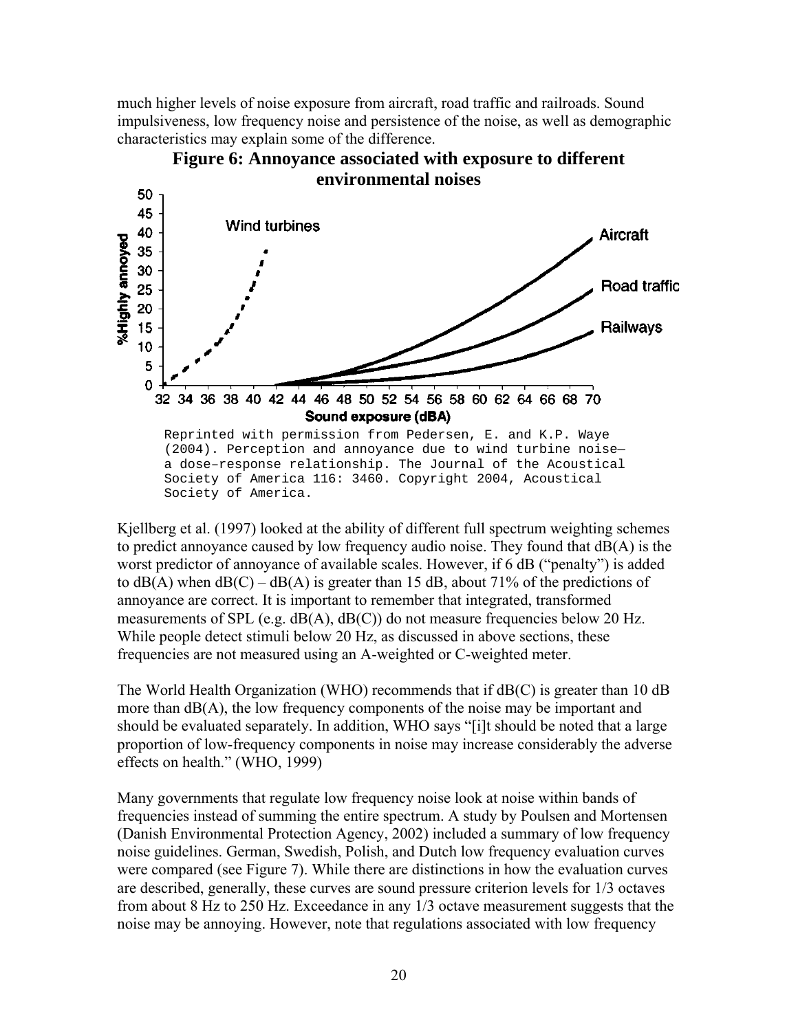much higher levels of noise exposure from aircraft, road traffic and railroads. Sound impulsiveness, low frequency noise and persistence of the noise, as well as demographic characteristics may explain some of the difference.

**Figure 6: Annoyance associated with exposure to different environmental noises**

Reprinted with permission from Pedersen, E. and K.P. Waye (2004). Perception and annoyance due to wind turbine noise—a dose–response relationship. The Journal of the Acoustical Society of America 116: 3460. Copyright 2004, Acoustical Society of America.

Kjellberg et al. (1997) looked at the ability of different full spectrum weighting schemes to predict annoyance caused by low frequency audio noise. They found that dB(A) is the worst predictor of annoyance of available scales. However, if 6 dB ("penalty") is added to dB(A) when dB(C) – dB(A) is greater than 15 dB, about 71% of the predictions of annoyance are correct. It is important to remember that integrated, transformed measurements of SPL (e.g. dB(A), dB(C)) do not measure frequencies below 20 Hz. While people detect stimuli below 20 Hz, as discussed in above sections, these frequencies are not measured using an A-weighted or C-weighted meter.

The World Health Organization (WHO) recommends that if dB(C) is greater than 10 dB more than dB(A), the low frequency components of the noise may be important and should be evaluated separately. In addition, WHO says "[i]t should be noted that a large proportion of low-frequency components in noise may increase considerably the adverse effects on health." (WHO, 1999)

Many governments that regulate low frequency noise look at noise within bands of frequencies instead of summing the entire spectrum. A study by Poulsen and Mortensen (Danish Environmental Protection Agency, 2002) included a summary of low frequency noise guidelines. German, Swedish, Polish, and Dutch low frequency evaluation curves were compared (see Figure 7). While there are distinctions in how the evaluation curves are described, generally, these curves are sound pressure criterion levels for 1/3 octaves from about 8 Hz to 250 Hz. Exceedance in any 1/3 octave measurement suggests that the noise may be annoying. However, note that regulations associated with low frequency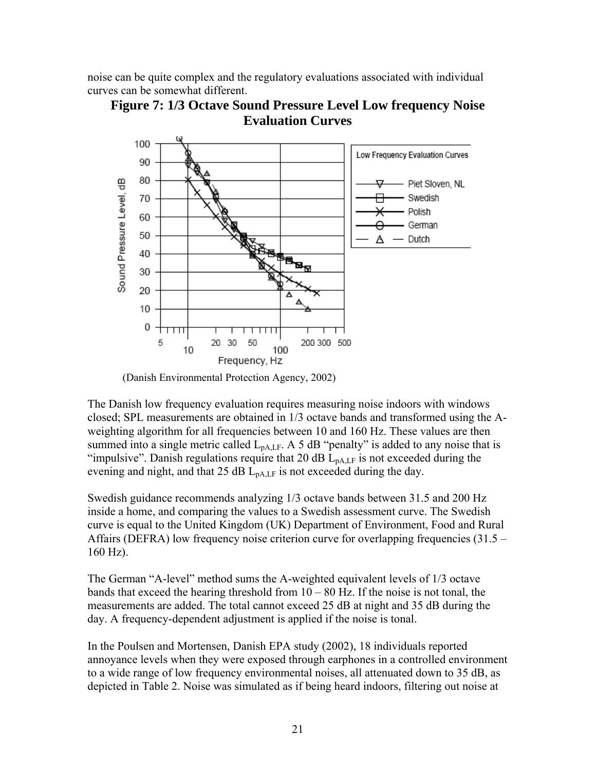noise can be quite complex and the regulatory evaluations associated with individual curves can be somewhat different.

**Figure 7: 1/3 Octave Sound Pressure Level Low frequency Noise Evaluation Curves**

(Danish Environmental Protection Agency, 2002)

The Danish low frequency evaluation requires measuring noise indoors with windows closed; SPL measurements are obtained in 1/3 octave bands and transformed using the A-weighting algorithm for all frequencies between 10 and 160 Hz. These values are then summed into a single metric called $L_{pA,LF}$. A 5 dB "penalty" is added to any noise that is "impulsive". Danish regulations require that 20 dB $L_{pA,LF}$ is not exceeded during the evening and night, and that 25 dB $L_{pA,LF}$ is not exceeded during the day.

Swedish guidance recommends analyzing 1/3 octave bands between 31.5 and 200 Hz inside a home, and comparing the values to a Swedish assessment curve. The Swedish curve is equal to the United Kingdom (UK) Department of Environment, Food and Rural Affairs (DEFRA) low frequency noise criterion curve for overlapping frequencies (31.5 – 160 Hz).

The German "A-level" method sums the A-weighted equivalent levels of 1/3 octave bands that exceed the hearing threshold from 10 – 80 Hz. If the noise is not tonal, the measurements are added. The total cannot exceed 25 dB at night and 35 dB during the day. A frequency-dependent adjustment is applied if the noise is tonal.

In the Poulsen and Mortensen, Danish EPA study (2002), 18 individuals reported annoyance levels when they were exposed through earphones in a controlled environment to a wide range of low frequency environmental noises, all attenuated down to 35 dB, as depicted in Table 2. Noise was simulated as if being heard indoors, filtering out noise at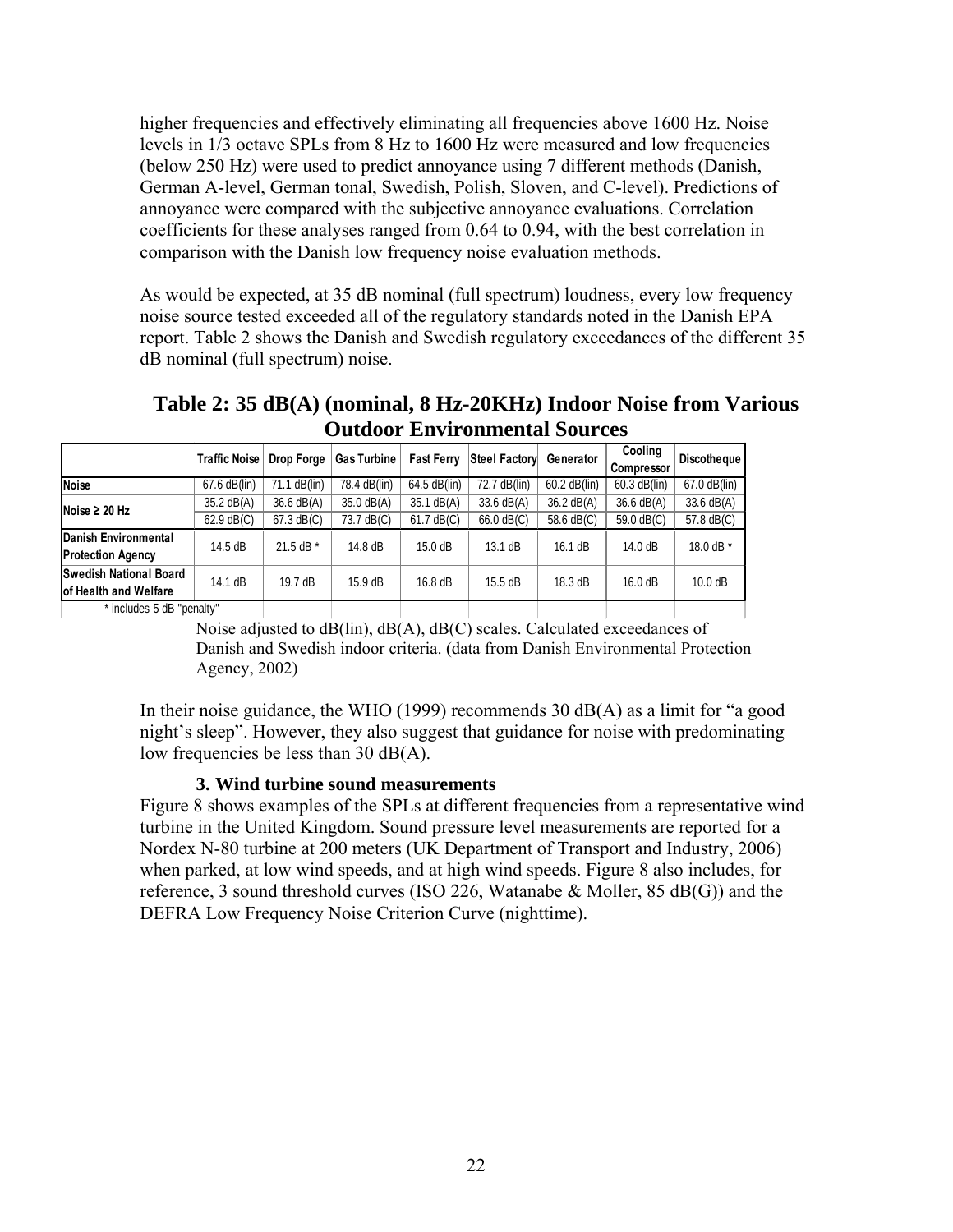higher frequencies and effectively eliminating all frequencies above 1600 Hz. Noise levels in 1/3 octave SPLs from 8 Hz to 1600 Hz were measured and low frequencies (below 250 Hz) were used to predict annoyance using 7 different methods (Danish, German A-level, German tonal, Swedish, Polish, Sloven, and C-level). Predictions of annoyance were compared with the subjective annoyance evaluations. Correlation coefficients for these analyses ranged from 0.64 to 0.94, with the best correlation in comparison with the Danish low frequency noise evaluation methods.

As would be expected, at 35 dB nominal (full spectrum) loudness, every low frequency noise source tested exceeded all of the regulatory standards noted in the Danish EPA report. Table 2 shows the Danish and Swedish regulatory exceedances of the different 35 dB nominal (full spectrum) noise.

**Table 2: 35 dB(A) (nominal, 8 Hz-20KHz) Indoor Noise from Various Outdoor Environmental Sources**

| | Traffic Noise | Drop Forge | Gas Turbine | Fast Ferry | Steel Factory | Generator | Cooling Compressor | Discotheque |
|---|---|---|---|---|---|---|---|---|
| **Noise** | 67.6 dB(lin) | 71.1 dB(lin) | 78.4 dB(lin) | 64.5 dB(lin) | 72.7 dB(lin) | 60.2 dB(lin) | 60.3 dB(lin) | 67.0 dB(lin) |
| **Noise ≥ 20 Hz** | 35.2 dB(A) | 36.6 dB(A) | 35.0 dB(A) | 35.1 dB(A) | 33.6 dB(A) | 36.2 dB(A) | 36.6 dB(A) | 33.6 dB(A) |
| | 62.9 dB(C) | 67.3 dB(C) | 73.7 dB(C) | 61.7 dB(C) | 66.0 dB(C) | 58.6 dB(C) | 59.0 dB(C) | 57.8 dB(C) |
| **Danish Environmental Protection Agency** | 14.5 dB | 21.5 dB * | 14.8 dB | 15.0 dB | 13.1 dB | 16.1 dB | 14.0 dB | 18.0 dB * |
| **Swedish National Board of Health and Welfare** | 14.1 dB | 19.7 dB | 15.9 dB | 16.8 dB | 15.5 dB | 18.3 dB | 16.0 dB | 10.0 dB |

\* includes 5 dB "penalty"

Noise adjusted to dB(lin), dB(A), dB(C) scales. Calculated exceedances of Danish and Swedish indoor criteria. (data from Danish Environmental Protection Agency, 2002)

In their noise guidance, the WHO (1999) recommends 30 dB(A) as a limit for "a good night's sleep". However, they also suggest that guidance for noise with predominating low frequencies be less than 30 dB(A).

### 3. Wind turbine sound measurements

Figure 8 shows examples of the SPLs at different frequencies from a representative wind turbine in the United Kingdom. Sound pressure level measurements are reported for a Nordex N-80 turbine at 200 meters (UK Department of Transport and Industry, 2006) when parked, at low wind speeds, and at high wind speeds. Figure 8 also includes, for reference, 3 sound threshold curves (ISO 226, Watanabe & Moller, 85 dB(G)) and the DEFRA Low Frequency Noise Criterion Curve (nighttime).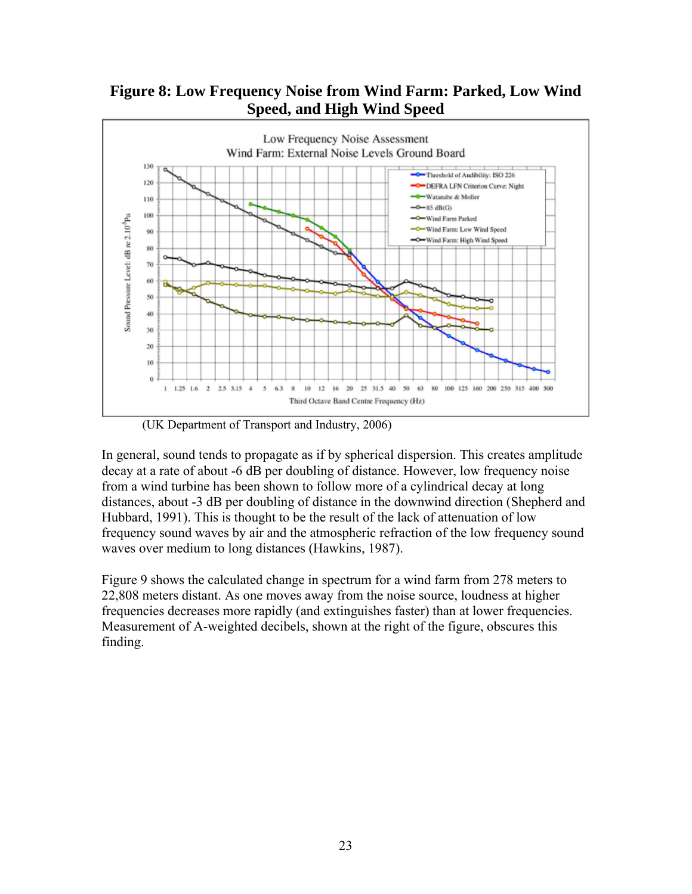**Figure 8: Low Frequency Noise from Wind Farm: Parked, Low Wind Speed, and High Wind Speed**

(UK Department of Transport and Industry, 2006)

In general, sound tends to propagate as if by spherical dispersion. This creates amplitude decay at a rate of about -6 dB per doubling of distance. However, low frequency noise from a wind turbine has been shown to follow more of a cylindrical decay at long distances, about -3 dB per doubling of distance in the downwind direction (Shepherd and Hubbard, 1991). This is thought to be the result of the lack of attenuation of low frequency sound waves by air and the atmospheric refraction of the low frequency sound waves over medium to long distances (Hawkins, 1987).

Figure 9 shows the calculated change in spectrum for a wind farm from 278 meters to 22,808 meters distant. As one moves away from the noise source, loudness at higher frequencies decreases more rapidly (and extinguishes faster) than at lower frequencies. Measurement of A-weighted decibels, shown at the right of the figure, obscures this finding.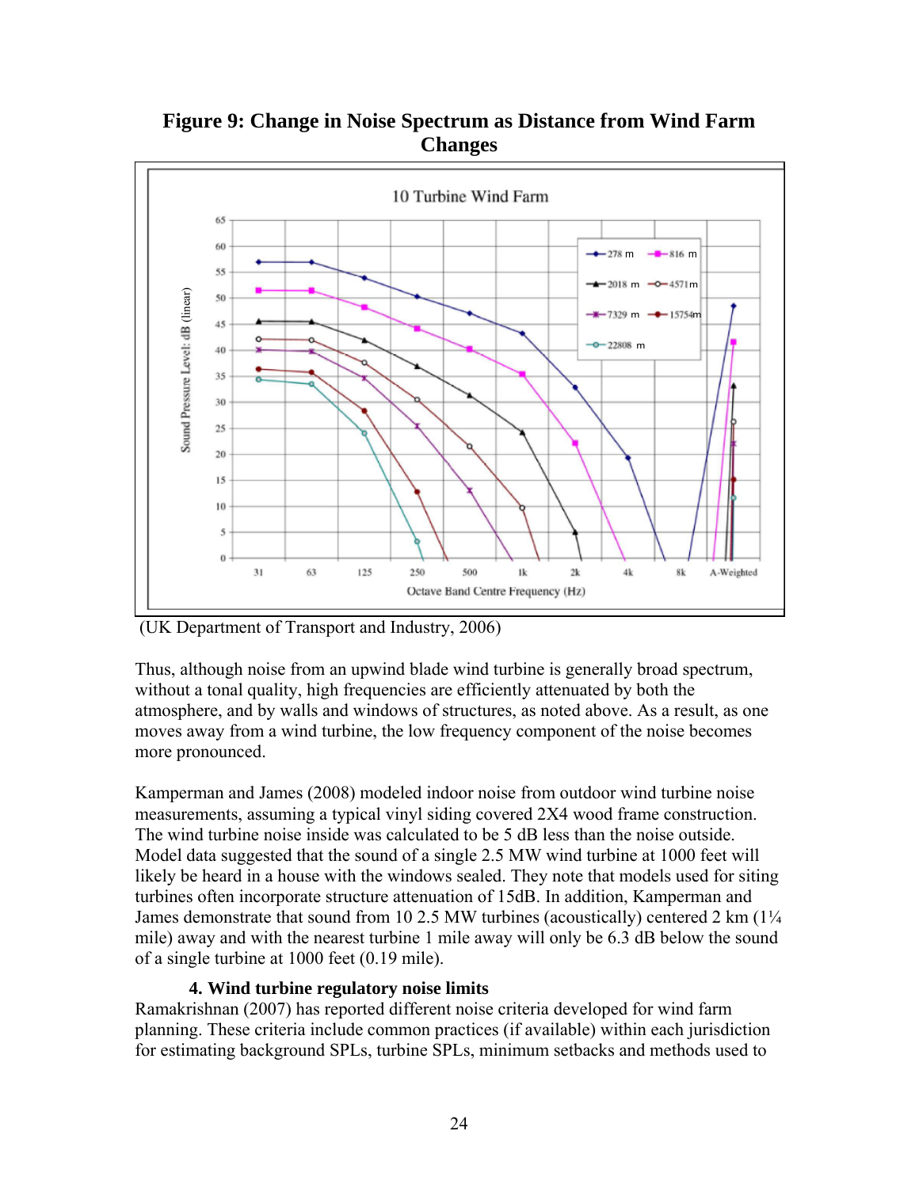**Figure 9: Change in Noise Spectrum as Distance from Wind Farm Changes**

(UK Department of Transport and Industry, 2006)

Thus, although noise from an upwind blade wind turbine is generally broad spectrum, without a tonal quality, high frequencies are efficiently attenuated by both the atmosphere, and by walls and windows of structures, as noted above. As a result, as one moves away from a wind turbine, the low frequency component of the noise becomes more pronounced.

Kamperman and James (2008) modeled indoor noise from outdoor wind turbine noise measurements, assuming a typical vinyl siding covered 2X4 wood frame construction. The wind turbine noise inside was calculated to be 5 dB less than the noise outside. Model data suggested that the sound of a single 2.5 MW wind turbine at 1000 feet will likely be heard in a house with the windows sealed. They note that models used for siting turbines often incorporate structure attenuation of 15dB. In addition, Kamperman and James demonstrate that sound from 10 2.5 MW turbines (acoustically) centered 2 km (1¼ mile) away and with the nearest turbine 1 mile away will only be 6.3 dB below the sound of a single turbine at 1000 feet (0.19 mile).

### 4. Wind turbine regulatory noise limits

Ramakrishnan (2007) has reported different noise criteria developed for wind farm planning. These criteria include common practices (if available) within each jurisdiction for estimating background SPLs, turbine SPLs, minimum setbacks and methods used to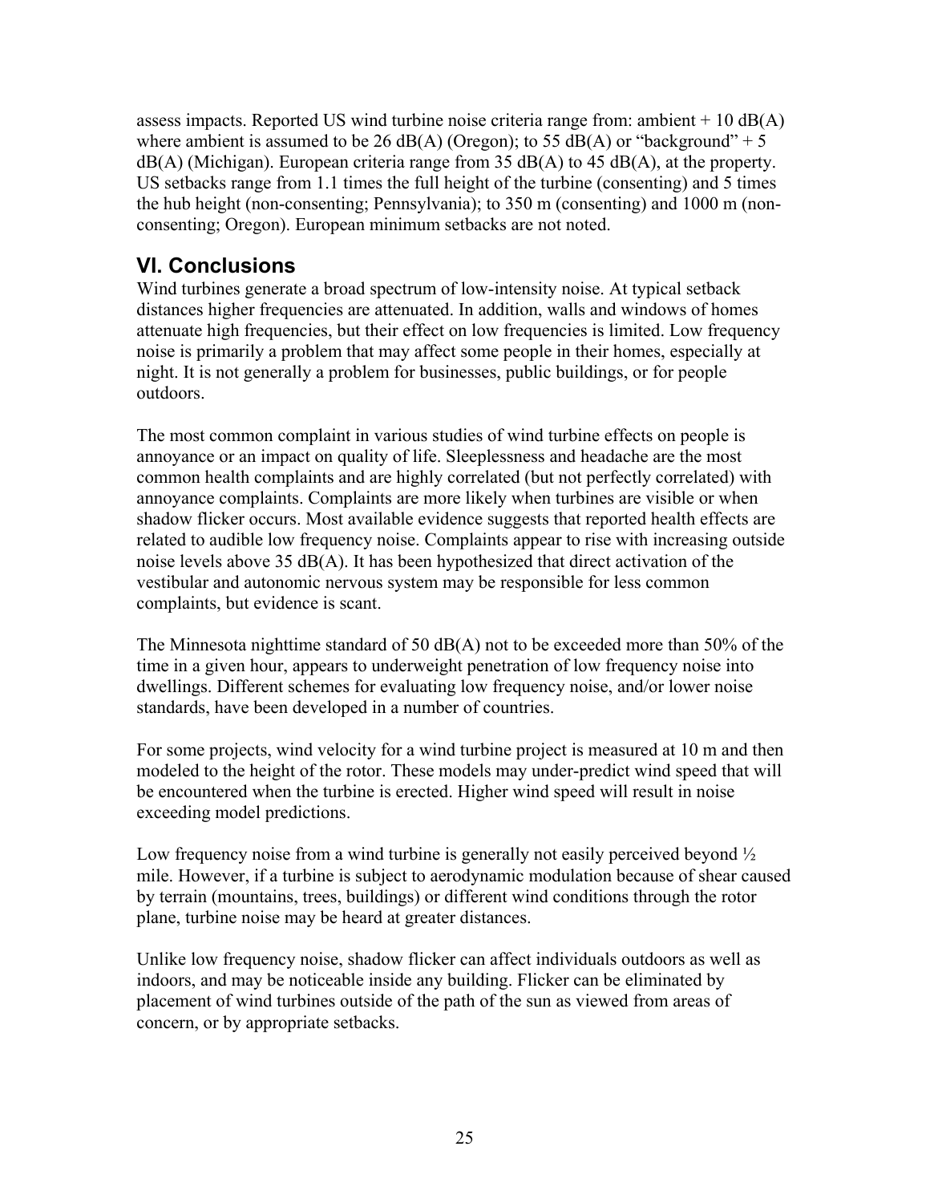assess impacts. Reported US wind turbine noise criteria range from: ambient + 10 dB(A) where ambient is assumed to be 26 dB(A) (Oregon); to 55 dB(A) or "background" + 5 dB(A) (Michigan). European criteria range from 35 dB(A) to 45 dB(A), at the property. US setbacks range from 1.1 times the full height of the turbine (consenting) and 5 times the hub height (non-consenting; Pennsylvania); to 350 m (consenting) and 1000 m (non-consenting; Oregon). European minimum setbacks are not noted.

## VI. Conclusions

Wind turbines generate a broad spectrum of low-intensity noise. At typical setback distances higher frequencies are attenuated. In addition, walls and windows of homes attenuate high frequencies, but their effect on low frequencies is limited. Low frequency noise is primarily a problem that may affect some people in their homes, especially at night. It is not generally a problem for businesses, public buildings, or for people outdoors.

The most common complaint in various studies of wind turbine effects on people is annoyance or an impact on quality of life. Sleeplessness and headache are the most common health complaints and are highly correlated (but not perfectly correlated) with annoyance complaints. Complaints are more likely when turbines are visible or when shadow flicker occurs. Most available evidence suggests that reported health effects are related to audible low frequency noise. Complaints appear to rise with increasing outside noise levels above 35 dB(A). It has been hypothesized that direct activation of the vestibular and autonomic nervous system may be responsible for less common complaints, but evidence is scant.

The Minnesota nighttime standard of 50 dB(A) not to be exceeded more than 50% of the time in a given hour, appears to underweight penetration of low frequency noise into dwellings. Different schemes for evaluating low frequency noise, and/or lower noise standards, have been developed in a number of countries.

For some projects, wind velocity for a wind turbine project is measured at 10 m and then modeled to the height of the rotor. These models may under-predict wind speed that will be encountered when the turbine is erected. Higher wind speed will result in noise exceeding model predictions.

Low frequency noise from a wind turbine is generally not easily perceived beyond ½ mile. However, if a turbine is subject to aerodynamic modulation because of shear caused by terrain (mountains, trees, buildings) or different wind conditions through the rotor plane, turbine noise may be heard at greater distances.

Unlike low frequency noise, shadow flicker can affect individuals outdoors as well as indoors, and may be noticeable inside any building. Flicker can be eliminated by placement of wind turbines outside of the path of the sun as viewed from areas of concern, or by appropriate setbacks.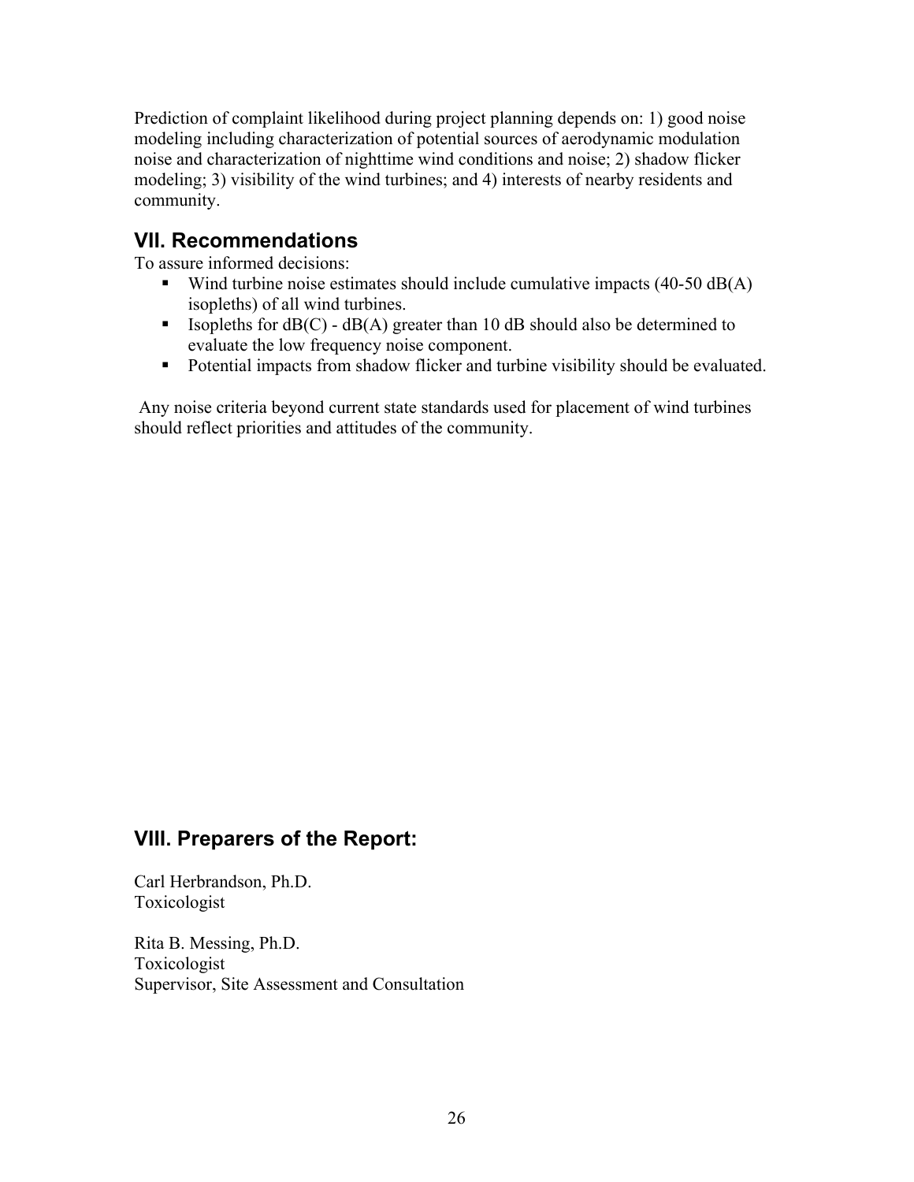Prediction of complaint likelihood during project planning depends on: 1) good noise modeling including characterization of potential sources of aerodynamic modulation noise and characterization of nighttime wind conditions and noise; 2) shadow flicker modeling; 3) visibility of the wind turbines; and 4) interests of nearby residents and community.

## VII. Recommendations

To assure informed decisions:

- Wind turbine noise estimates should include cumulative impacts (40-50 dB(A) isopleths) of all wind turbines.
- Isopleths for dB(C) - dB(A) greater than 10 dB should also be determined to evaluate the low frequency noise component.
- Potential impacts from shadow flicker and turbine visibility should be evaluated.

Any noise criteria beyond current state standards used for placement of wind turbines should reflect priorities and attitudes of the community.

## VIII. Preparers of the Report:

Carl Herbrandson, Ph.D.
Toxicologist

Rita B. Messing, Ph.D.
Toxicologist
Supervisor, Site Assessment and Consultation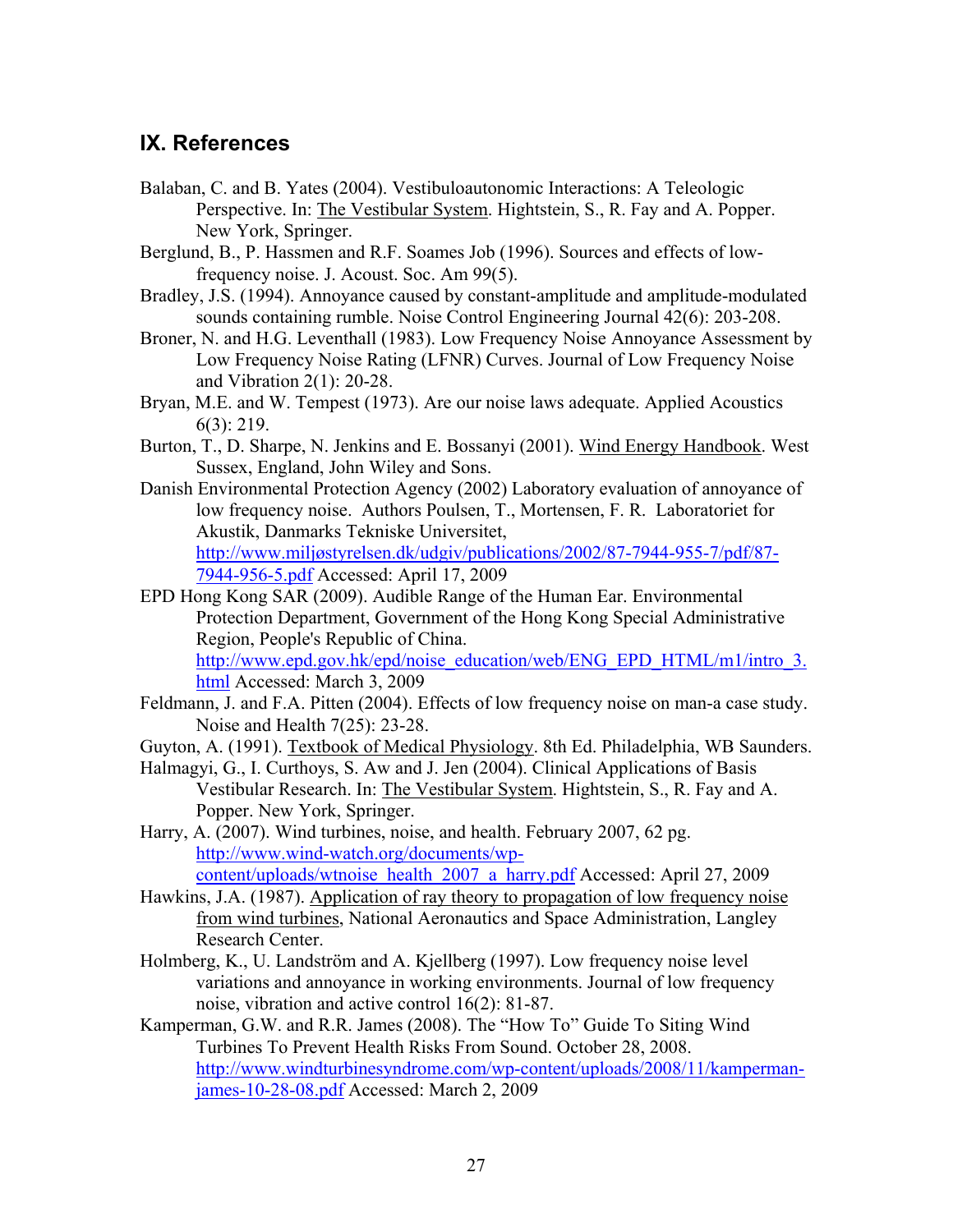## IX. References

Balaban, C. and B. Yates (2004). Vestibuloautonomic Interactions: A Teleologic Perspective. In: The Vestibular System. Hightstein, S., R. Fay and A. Popper. New York, Springer.

Berglund, B., P. Hassmen and R.F. Soames Job (1996). Sources and effects of low-frequency noise. J. Acoust. Soc. Am 99(5).

Bradley, J.S. (1994). Annoyance caused by constant-amplitude and amplitude-modulated sounds containing rumble. Noise Control Engineering Journal 42(6): 203-208.

Broner, N. and H.G. Leventhall (1983). Low Frequency Noise Annoyance Assessment by Low Frequency Noise Rating (LFNR) Curves. Journal of Low Frequency Noise and Vibration 2(1): 20-28.

Bryan, M.E. and W. Tempest (1973). Are our noise laws adequate. Applied Acoustics 6(3): 219.

Burton, T., D. Sharpe, N. Jenkins and E. Bossanyi (2001). Wind Energy Handbook. West Sussex, England, John Wiley and Sons.

Danish Environmental Protection Agency (2002) Laboratory evaluation of annoyance of low frequency noise. Authors Poulsen, T., Mortensen, F. R. Laboratoriet for Akustik, Danmarks Tekniske Universitet, http://www.miljøstyrelsen.dk/udgiv/publications/2002/87-7944-955-7/pdf/87-7944-956-5.pdf Accessed: April 17, 2009

EPD Hong Kong SAR (2009). Audible Range of the Human Ear. Environmental Protection Department, Government of the Hong Kong Special Administrative Region, People's Republic of China. http://www.epd.gov.hk/epd/noise_education/web/ENG_EPD_HTML/m1/intro_3.html Accessed: March 3, 2009

Feldmann, J. and F.A. Pitten (2004). Effects of low frequency noise on man-a case study. Noise and Health 7(25): 23-28.

Guyton, A. (1991). Textbook of Medical Physiology. 8th Ed. Philadelphia, WB Saunders.

Halmagyi, G., I. Curthoys, S. Aw and J. Jen (2004). Clinical Applications of Basis Vestibular Research. In: The Vestibular System. Hightstein, S., R. Fay and A. Popper. New York, Springer.

Harry, A. (2007). Wind turbines, noise, and health. February 2007, 62 pg. http://www.wind-watch.org/documents/wp-content/uploads/wtnoise_health_2007_a_harry.pdf Accessed: April 27, 2009

Hawkins, J.A. (1987). Application of ray theory to propagation of low frequency noise from wind turbines, National Aeronautics and Space Administration, Langley Research Center.

Holmberg, K., U. Landström and A. Kjellberg (1997). Low frequency noise level variations and annoyance in working environments. Journal of low frequency noise, vibration and active control 16(2): 81-87.

Kamperman, G.W. and R.R. James (2008). The "How To" Guide To Siting Wind Turbines To Prevent Health Risks From Sound. October 28, 2008. http://www.windturbinesyndrome.com/wp-content/uploads/2008/11/kamperman-james-10-28-08.pdf Accessed: March 2, 2009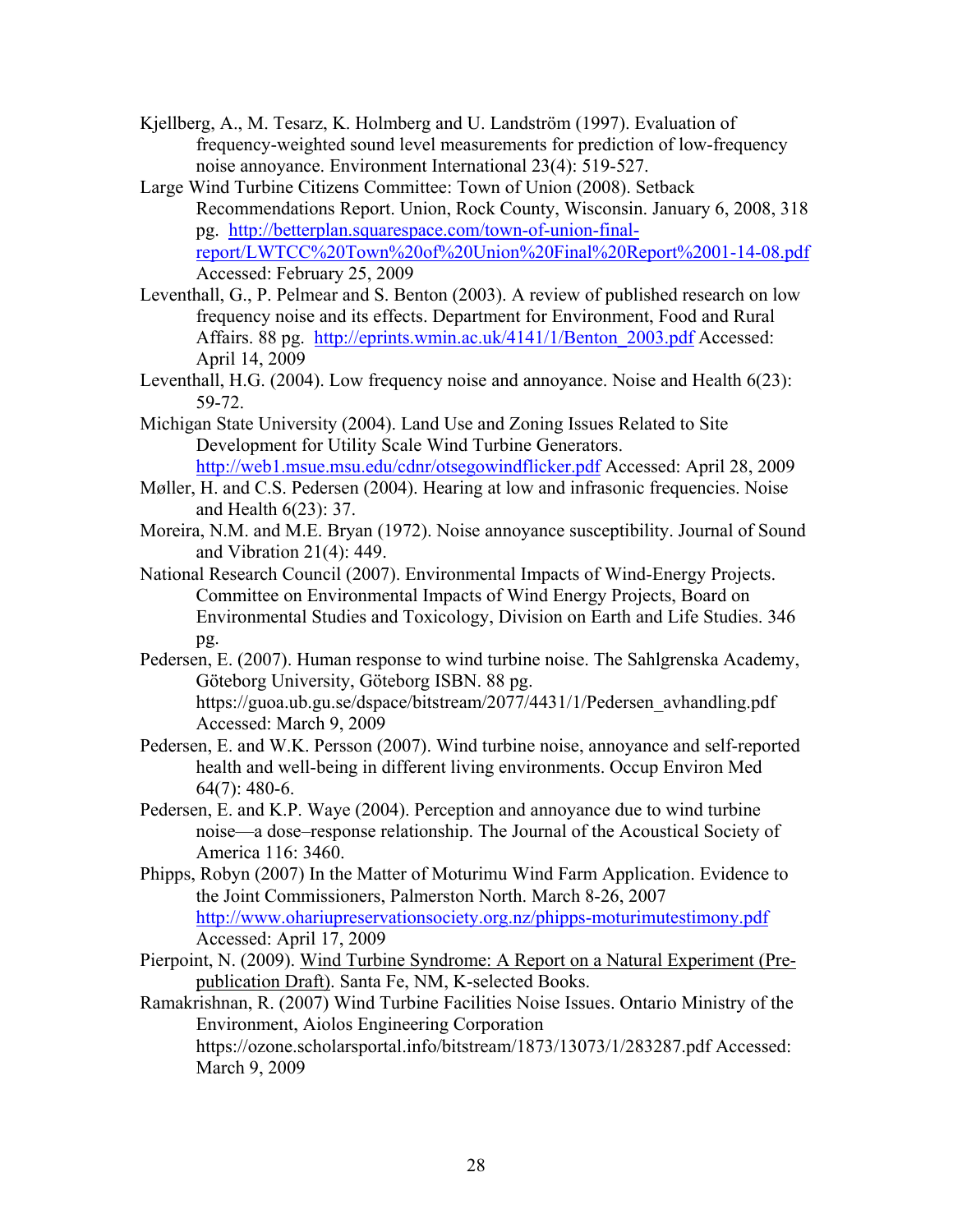Kjellberg, A., M. Tesarz, K. Holmberg and U. Landström (1997). Evaluation of frequency-weighted sound level measurements for prediction of low-frequency noise annoyance. Environment International 23(4): 519-527.

Large Wind Turbine Citizens Committee: Town of Union (2008). Setback Recommendations Report. Union, Rock County, Wisconsin. January 6, 2008, 318 pg. [http://betterplan.squarespace.com/town-of-union-final-report/LWTCC%20Town%20of%20Union%20Final%20Report%2001-14-08.pdf](http://betterplan.squarespace.com/town-of-union-final-report/LWTCC%20Town%20of%20Union%20Final%20Report%2001-14-08.pdf) Accessed: February 25, 2009

Leventhall, G., P. Pelmear and S. Benton (2003). A review of published research on low frequency noise and its effects. Department for Environment, Food and Rural Affairs. 88 pg. [http://eprints.wmin.ac.uk/4141/1/Benton_2003.pdf](http://eprints.wmin.ac.uk/4141/1/Benton_2003.pdf) Accessed: April 14, 2009

Leventhall, H.G. (2004). Low frequency noise and annoyance. Noise and Health 6(23): 59-72.

Michigan State University (2004). Land Use and Zoning Issues Related to Site Development for Utility Scale Wind Turbine Generators. [http://web1.msue.msu.edu/cdnr/otsegowindflicker.pdf](http://web1.msue.msu.edu/cdnr/otsegowindflicker.pdf) Accessed: April 28, 2009

Møller, H. and C.S. Pedersen (2004). Hearing at low and infrasonic frequencies. Noise and Health 6(23): 37.

Moreira, N.M. and M.E. Bryan (1972). Noise annoyance susceptibility. Journal of Sound and Vibration 21(4): 449.

National Research Council (2007). Environmental Impacts of Wind-Energy Projects. Committee on Environmental Impacts of Wind Energy Projects, Board on Environmental Studies and Toxicology, Division on Earth and Life Studies. 346 pg.

Pedersen, E. (2007). Human response to wind turbine noise. The Sahlgrenska Academy, Göteborg University, Göteborg ISBN. 88 pg. https://guoa.ub.gu.se/dspace/bitstream/2077/4431/1/Pedersen_avhandling.pdf Accessed: March 9, 2009

Pedersen, E. and W.K. Persson (2007). Wind turbine noise, annoyance and self-reported health and well-being in different living environments. Occup Environ Med 64(7): 480-6.

Pedersen, E. and K.P. Waye (2004). Perception and annoyance due to wind turbine noise—a dose–response relationship. The Journal of the Acoustical Society of America 116: 3460.

Phipps, Robyn (2007) In the Matter of Moturimu Wind Farm Application. Evidence to the Joint Commissioners, Palmerston North. March 8-26, 2007 [http://www.ohariupreservationsociety.org.nz/phipps-moturimutestimony.pdf](http://www.ohariupreservationsociety.org.nz/phipps-moturimutestimony.pdf) Accessed: April 17, 2009

Pierpoint, N. (2009). Wind Turbine Syndrome: A Report on a Natural Experiment (Pre-publication Draft). Santa Fe, NM, K-selected Books.

Ramakrishnan, R. (2007) Wind Turbine Facilities Noise Issues. Ontario Ministry of the Environment, Aiolos Engineering Corporation https://ozone.scholarsportal.info/bitstream/1873/13073/1/283287.pdf Accessed: March 9, 2009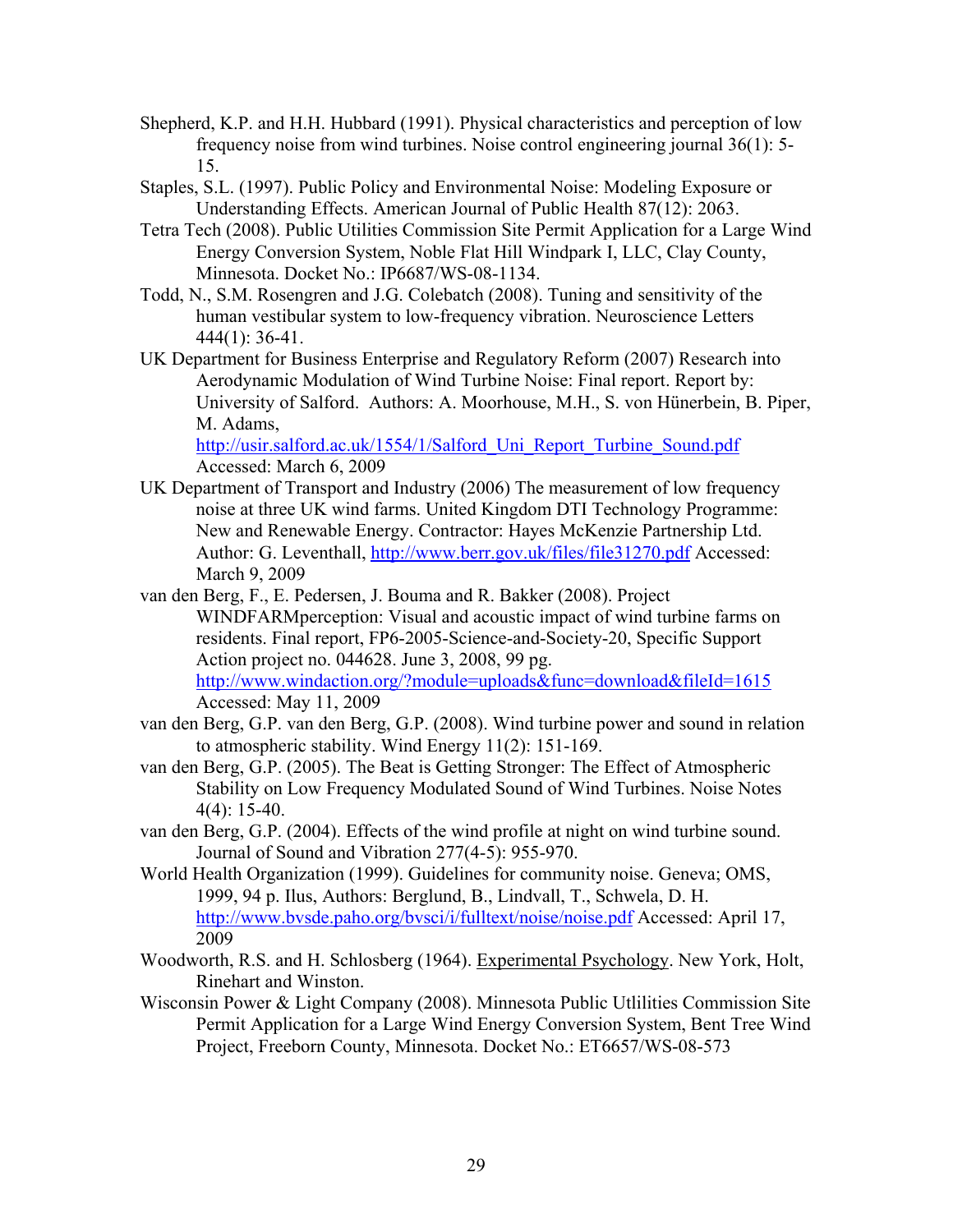Shepherd, K.P. and H.H. Hubbard (1991). Physical characteristics and perception of low frequency noise from wind turbines. Noise control engineering journal 36(1): 5-15.

Staples, S.L. (1997). Public Policy and Environmental Noise: Modeling Exposure or Understanding Effects. American Journal of Public Health 87(12): 2063.

Tetra Tech (2008). Public Utilities Commission Site Permit Application for a Large Wind Energy Conversion System, Noble Flat Hill Windpark I, LLC, Clay County, Minnesota. Docket No.: IP6687/WS-08-1134.

Todd, N., S.M. Rosengren and J.G. Colebatch (2008). Tuning and sensitivity of the human vestibular system to low-frequency vibration. Neuroscience Letters 444(1): 36-41.

UK Department for Business Enterprise and Regulatory Reform (2007) Research into Aerodynamic Modulation of Wind Turbine Noise: Final report. Report by: University of Salford. Authors: A. Moorhouse, M.H., S. von Hünerbein, B. Piper, M. Adams, http://usir.salford.ac.uk/1554/1/Salford_Uni_Report_Turbine_Sound.pdf Accessed: March 6, 2009

UK Department of Transport and Industry (2006) The measurement of low frequency noise at three UK wind farms. United Kingdom DTI Technology Programme: New and Renewable Energy. Contractor: Hayes McKenzie Partnership Ltd. Author: G. Leventhall, http://www.berr.gov.uk/files/file31270.pdf Accessed: March 9, 2009

van den Berg, F., E. Pedersen, J. Bouma and R. Bakker (2008). Project WINDFARMperception: Visual and acoustic impact of wind turbine farms on residents. Final report, FP6-2005-Science-and-Society-20, Specific Support Action project no. 044628. June 3, 2008, 99 pg. http://www.windaction.org/?module=uploads&func=download&fileId=1615 Accessed: May 11, 2009

van den Berg, G.P. van den Berg, G.P. (2008). Wind turbine power and sound in relation to atmospheric stability. Wind Energy 11(2): 151-169.

van den Berg, G.P. (2005). The Beat is Getting Stronger: The Effect of Atmospheric Stability on Low Frequency Modulated Sound of Wind Turbines. Noise Notes 4(4): 15-40.

van den Berg, G.P. (2004). Effects of the wind profile at night on wind turbine sound. Journal of Sound and Vibration 277(4-5): 955-970.

World Health Organization (1999). Guidelines for community noise. Geneva; OMS, 1999, 94 p. Ilus, Authors: Berglund, B., Lindvall, T., Schwela, D. H. http://www.bvsde.paho.org/bvsci/i/fulltext/noise/noise.pdf Accessed: April 17, 2009

Woodworth, R.S. and H. Schlosberg (1964). Experimental Psychology. New York, Holt, Rinehart and Winston.

Wisconsin Power & Light Company (2008). Minnesota Public Utlilities Commission Site Permit Application for a Large Wind Energy Conversion System, Bent Tree Wind Project, Freeborn County, Minnesota. Docket No.: ET6657/WS-08-573